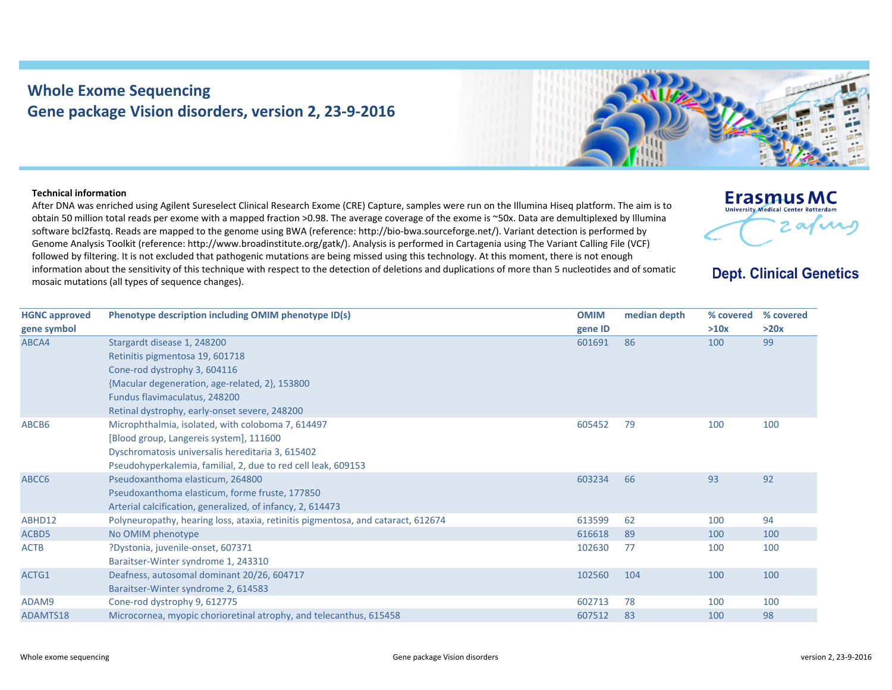# Whole Exome Sequencing
# Gene package Vision disorders, version 2, 23-9-2016

Erasmus MC
University Medical Center Rotterdam

Dept. Clinical Genetics

**Technical information**

After DNA was enriched using Agilent Sureselect Clinical Research Exome (CRE) Capture, samples were run on the Illumina Hiseq platform. The aim is to obtain 50 million total reads per exome with a mapped fraction >0.98. The average coverage of the exome is ~50x. Data are demultiplexed by Illumina software bcl2fastq. Reads are mapped to the genome using BWA (reference: http://bio-bwa.sourceforge.net/). Variant detection is performed by Genome Analysis Toolkit (reference: http://www.broadinstitute.org/gatk/). Analysis is performed in Cartagenia using The Variant Calling File (VCF) followed by filtering. It is not excluded that pathogenic mutations are being missed using this technology. At this moment, there is not enough information about the sensitivity of this technique with respect to the detection of deletions and duplications of more than 5 nucleotides and of somatic mosaic mutations (all types of sequence changes).

| HGNC approved gene symbol | Phenotype description including OMIM phenotype ID(s) | OMIM gene ID | median depth | % covered >10x | % covered >20x |
|---|---|---|---|---|---|
| ABCA4 | Stargardt disease 1, 248200<br>Retinitis pigmentosa 19, 601718<br>Cone-rod dystrophy 3, 604116<br>{Macular degeneration, age-related, 2}, 153800<br>Fundus flavimaculatus, 248200<br>Retinal dystrophy, early-onset severe, 248200 | 601691 | 86 | 100 | 99 |
| ABCB6 | Microphthalmia, isolated, with coloboma 7, 614497<br>[Blood group, Langereis system], 111600<br>Dyschromatosis universalis hereditaria 3, 615402<br>Pseudohyperkalemia, familial, 2, due to red cell leak, 609153 | 605452 | 79 | 100 | 100 |
| ABCC6 | Pseudoxanthoma elasticum, 264800<br>Pseudoxanthoma elasticum, forme fruste, 177850<br>Arterial calcification, generalized, of infancy, 2, 614473 | 603234 | 66 | 93 | 92 |
| ABHD12 | Polyneuropathy, hearing loss, ataxia, retinitis pigmentosa, and cataract, 612674 | 613599 | 62 | 100 | 94 |
| ACBD5 | No OMIM phenotype | 616618 | 89 | 100 | 100 |
| ACTB | ?Dystonia, juvenile-onset, 607371<br>Baraitser-Winter syndrome 1, 243310 | 102630 | 77 | 100 | 100 |
| ACTG1 | Deafness, autosomal dominant 20/26, 604717<br>Baraitser-Winter syndrome 2, 614583 | 102560 | 104 | 100 | 100 |
| ADAM9 | Cone-rod dystrophy 9, 612775 | 602713 | 78 | 100 | 100 |
| ADAMTS18 | Microcornea, myopic chorioretinal atrophy, and telecanthus, 615458 | 607512 | 83 | 100 | 98 |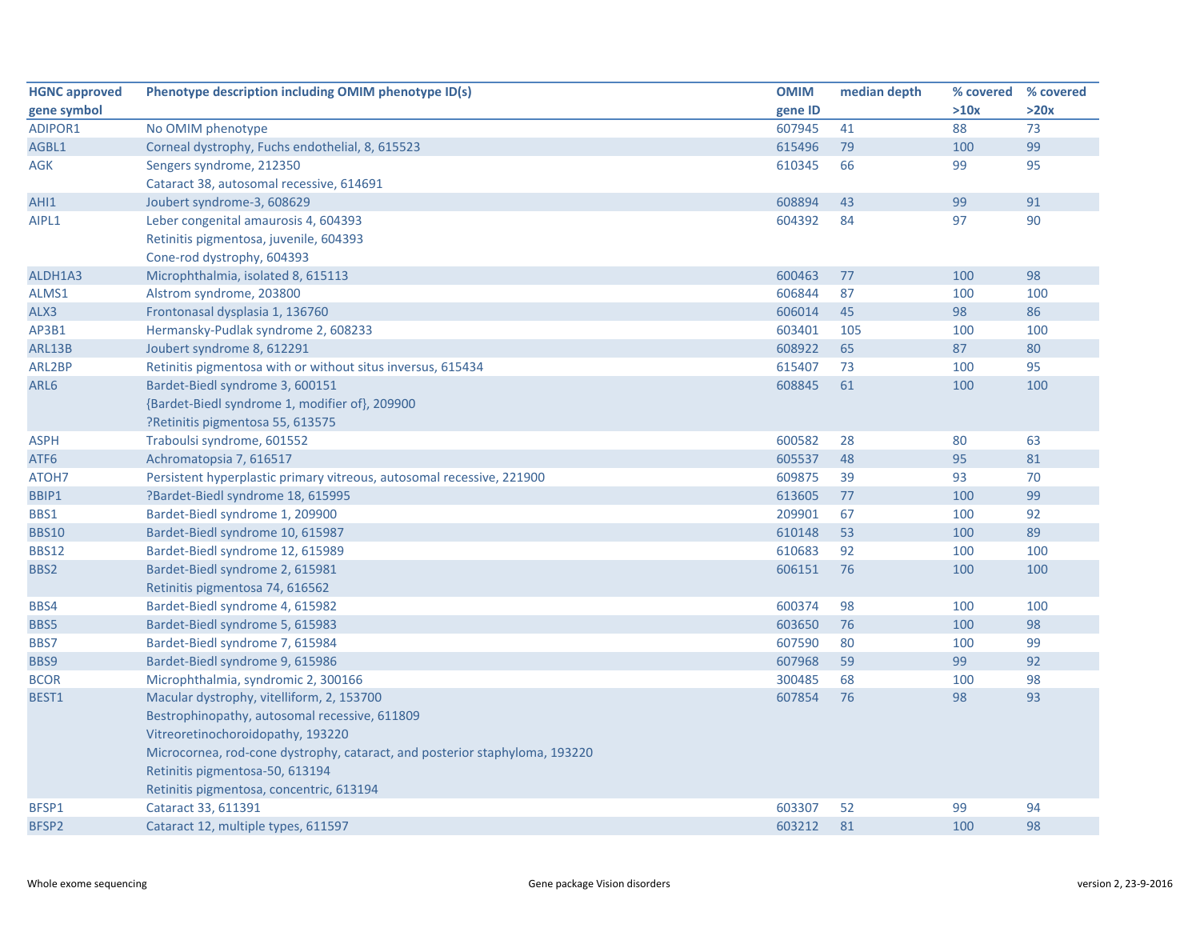| HGNC approved gene symbol | Phenotype description including OMIM phenotype ID(s) | OMIM gene ID | median depth | % covered >10x | % covered >20x |
|---|---|---|---|---|---|
| ADIPOR1 | No OMIM phenotype | 607945 | 41 | 88 | 73 |
| AGBL1 | Corneal dystrophy, Fuchs endothelial, 8, 615523 | 615496 | 79 | 100 | 99 |
| AGK | Sengers syndrome, 212350<br>Cataract 38, autosomal recessive, 614691 | 610345 | 66 | 99 | 95 |
| AHI1 | Joubert syndrome-3, 608629 | 608894 | 43 | 99 | 91 |
| AIPL1 | Leber congenital amaurosis 4, 604393<br>Retinitis pigmentosa, juvenile, 604393<br>Cone-rod dystrophy, 604393 | 604392 | 84 | 97 | 90 |
| ALDH1A3 | Microphthalmia, isolated 8, 615113 | 600463 | 77 | 100 | 98 |
| ALMS1 | Alstrom syndrome, 203800 | 606844 | 87 | 100 | 100 |
| ALX3 | Frontonasal dysplasia 1, 136760 | 606014 | 45 | 98 | 86 |
| AP3B1 | Hermansky-Pudlak syndrome 2, 608233 | 603401 | 105 | 100 | 100 |
| ARL13B | Joubert syndrome 8, 612291 | 608922 | 65 | 87 | 80 |
| ARL2BP | Retinitis pigmentosa with or without situs inversus, 615434 | 615407 | 73 | 100 | 95 |
| ARL6 | Bardet-Biedl syndrome 3, 600151<br>{Bardet-Biedl syndrome 1, modifier of}, 209900<br>?Retinitis pigmentosa 55, 613575 | 608845 | 61 | 100 | 100 |
| ASPH | Traboulsi syndrome, 601552 | 600582 | 28 | 80 | 63 |
| ATF6 | Achromatopsia 7, 616517 | 605537 | 48 | 95 | 81 |
| ATOH7 | Persistent hyperplastic primary vitreous, autosomal recessive, 221900 | 609875 | 39 | 93 | 70 |
| BBIP1 | ?Bardet-Biedl syndrome 18, 615995 | 613605 | 77 | 100 | 99 |
| BBS1 | Bardet-Biedl syndrome 1, 209900 | 209901 | 67 | 100 | 92 |
| BBS10 | Bardet-Biedl syndrome 10, 615987 | 610148 | 53 | 100 | 89 |
| BBS12 | Bardet-Biedl syndrome 12, 615989 | 610683 | 92 | 100 | 100 |
| BBS2 | Bardet-Biedl syndrome 2, 615981<br>Retinitis pigmentosa 74, 616562 | 606151 | 76 | 100 | 100 |
| BBS4 | Bardet-Biedl syndrome 4, 615982 | 600374 | 98 | 100 | 100 |
| BBS5 | Bardet-Biedl syndrome 5, 615983 | 603650 | 76 | 100 | 98 |
| BBS7 | Bardet-Biedl syndrome 7, 615984 | 607590 | 80 | 100 | 99 |
| BBS9 | Bardet-Biedl syndrome 9, 615986 | 607968 | 59 | 99 | 92 |
| BCOR | Microphthalmia, syndromic 2, 300166 | 300485 | 68 | 100 | 98 |
| BEST1 | Macular dystrophy, vitelliform, 2, 153700<br>Bestrophinopathy, autosomal recessive, 611809<br>Vitreoretinochoroidopathy, 193220<br>Microcornea, rod-cone dystrophy, cataract, and posterior staphyloma, 193220<br>Retinitis pigmentosa-50, 613194<br>Retinitis pigmentosa, concentric, 613194 | 607854 | 76 | 98 | 93 |
| BFSP1 | Cataract 33, 611391 | 603307 | 52 | 99 | 94 |
| BFSP2 | Cataract 12, multiple types, 611597 | 603212 | 81 | 100 | 98 |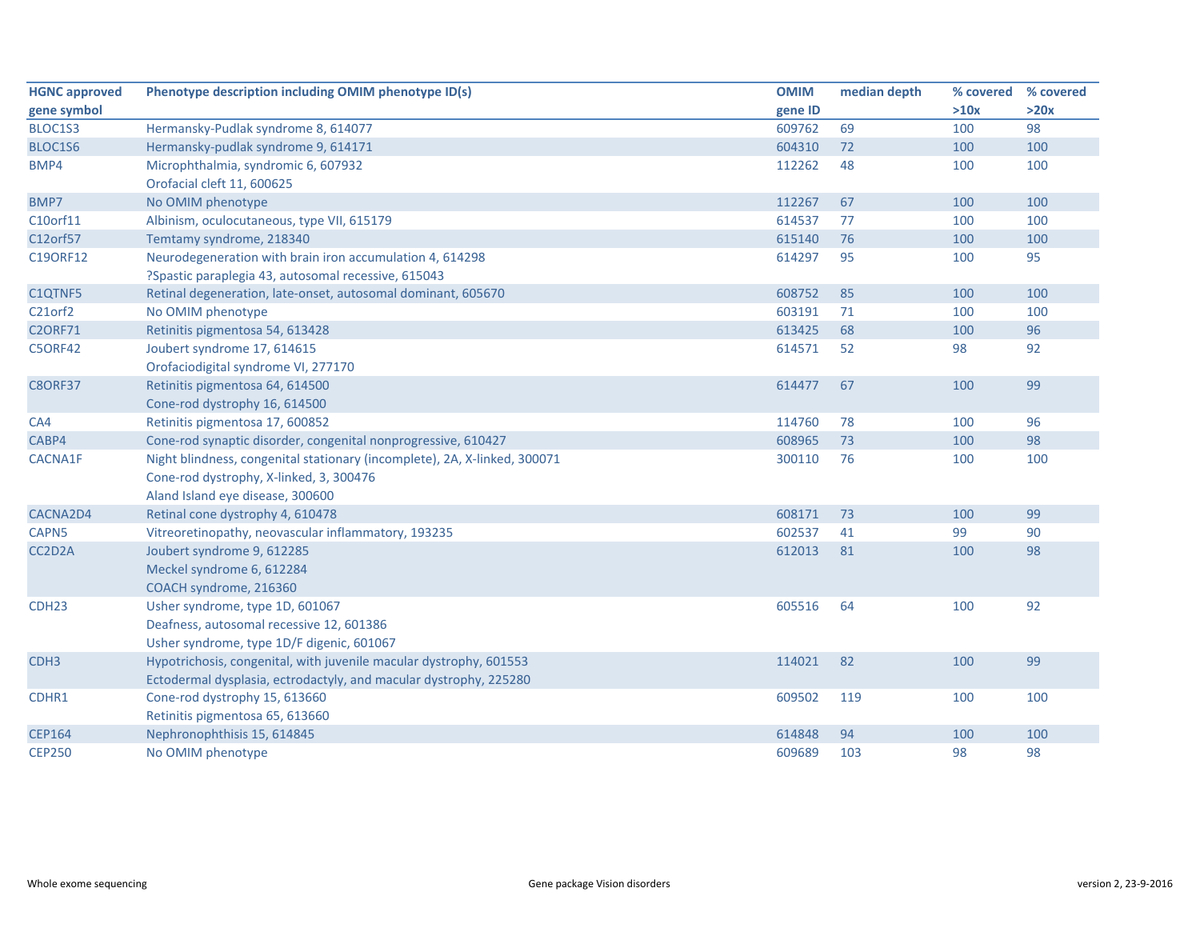| HGNC approved gene symbol | Phenotype description including OMIM phenotype ID(s) | OMIM gene ID | median depth | % covered >10x | % covered >20x |
|---|---|---|---|---|---|
| BLOC1S3 | Hermansky-Pudlak syndrome 8, 614077 | 609762 | 69 | 100 | 98 |
| BLOC1S6 | Hermansky-pudlak syndrome 9, 614171 | 604310 | 72 | 100 | 100 |
| BMP4 | Microphthalmia, syndromic 6, 607932<br>Orofacial cleft 11, 600625 | 112262 | 48 | 100 | 100 |
| BMP7 | No OMIM phenotype | 112267 | 67 | 100 | 100 |
| C10orf11 | Albinism, oculocutaneous, type VII, 615179 | 614537 | 77 | 100 | 100 |
| C12orf57 | Temtamy syndrome, 218340 | 615140 | 76 | 100 | 100 |
| C19ORF12 | Neurodegeneration with brain iron accumulation 4, 614298<br>?Spastic paraplegia 43, autosomal recessive, 615043 | 614297 | 95 | 100 | 95 |
| C1QTNF5 | Retinal degeneration, late-onset, autosomal dominant, 605670 | 608752 | 85 | 100 | 100 |
| C21orf2 | No OMIM phenotype | 603191 | 71 | 100 | 100 |
| C2ORF71 | Retinitis pigmentosa 54, 613428 | 613425 | 68 | 100 | 96 |
| C5ORF42 | Joubert syndrome 17, 614615<br>Orofaciodigital syndrome VI, 277170 | 614571 | 52 | 98 | 92 |
| C8ORF37 | Retinitis pigmentosa 64, 614500<br>Cone-rod dystrophy 16, 614500 | 614477 | 67 | 100 | 99 |
| CA4 | Retinitis pigmentosa 17, 600852 | 114760 | 78 | 100 | 96 |
| CABP4 | Cone-rod synaptic disorder, congenital nonprogressive, 610427 | 608965 | 73 | 100 | 98 |
| CACNA1F | Night blindness, congenital stationary (incomplete), 2A, X-linked, 300071<br>Cone-rod dystrophy, X-linked, 3, 300476<br>Aland Island eye disease, 300600 | 300110 | 76 | 100 | 100 |
| CACNA2D4 | Retinal cone dystrophy 4, 610478 | 608171 | 73 | 100 | 99 |
| CAPN5 | Vitreoretinopathy, neovascular inflammatory, 193235 | 602537 | 41 | 99 | 90 |
| CC2D2A | Joubert syndrome 9, 612285<br>Meckel syndrome 6, 612284<br>COACH syndrome, 216360 | 612013 | 81 | 100 | 98 |
| CDH23 | Usher syndrome, type 1D, 601067<br>Deafness, autosomal recessive 12, 601386<br>Usher syndrome, type 1D/F digenic, 601067 | 605516 | 64 | 100 | 92 |
| CDH3 | Hypotrichosis, congenital, with juvenile macular dystrophy, 601553<br>Ectodermal dysplasia, ectrodactyly, and macular dystrophy, 225280 | 114021 | 82 | 100 | 99 |
| CDHR1 | Cone-rod dystrophy 15, 613660<br>Retinitis pigmentosa 65, 613660 | 609502 | 119 | 100 | 100 |
| CEP164 | Nephronophthisis 15, 614845 | 614848 | 94 | 100 | 100 |
| CEP250 | No OMIM phenotype | 609689 | 103 | 98 | 98 |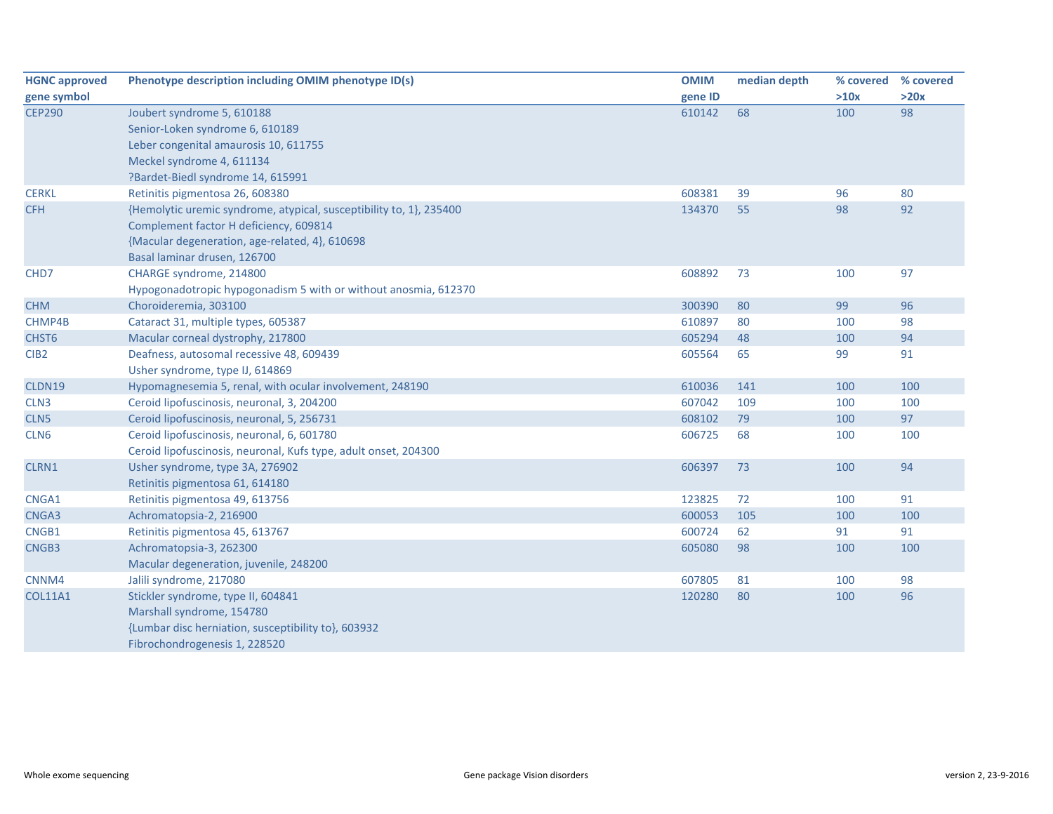| HGNC approved gene symbol | Phenotype description including OMIM phenotype ID(s) | OMIM gene ID | median depth | % covered >10x | % covered >20x |
|---|---|---|---|---|---|
| CEP290 | Joubert syndrome 5, 610188<br>Senior-Loken syndrome 6, 610189<br>Leber congenital amaurosis 10, 611755<br>Meckel syndrome 4, 611134<br>?Bardet-Biedl syndrome 14, 615991 | 610142 | 68 | 100 | 98 |
| CERKL | Retinitis pigmentosa 26, 608380 | 608381 | 39 | 96 | 80 |
| CFH | {Hemolytic uremic syndrome, atypical, susceptibility to, 1}, 235400<br>Complement factor H deficiency, 609814<br>{Macular degeneration, age-related, 4}, 610698<br>Basal laminar drusen, 126700 | 134370 | 55 | 98 | 92 |
| CHD7 | CHARGE syndrome, 214800<br>Hypogonadotropic hypogonadism 5 with or without anosmia, 612370 | 608892 | 73 | 100 | 97 |
| CHM | Choroideremia, 303100 | 300390 | 80 | 99 | 96 |
| CHMP4B | Cataract 31, multiple types, 605387 | 610897 | 80 | 100 | 98 |
| CHST6 | Macular corneal dystrophy, 217800 | 605294 | 48 | 100 | 94 |
| CIB2 | Deafness, autosomal recessive 48, 609439<br>Usher syndrome, type IJ, 614869 | 605564 | 65 | 99 | 91 |
| CLDN19 | Hypomagnesemia 5, renal, with ocular involvement, 248190 | 610036 | 141 | 100 | 100 |
| CLN3 | Ceroid lipofuscinosis, neuronal, 3, 204200 | 607042 | 109 | 100 | 100 |
| CLN5 | Ceroid lipofuscinosis, neuronal, 5, 256731 | 608102 | 79 | 100 | 97 |
| CLN6 | Ceroid lipofuscinosis, neuronal, 6, 601780<br>Ceroid lipofuscinosis, neuronal, Kufs type, adult onset, 204300 | 606725 | 68 | 100 | 100 |
| CLRN1 | Usher syndrome, type 3A, 276902<br>Retinitis pigmentosa 61, 614180 | 606397 | 73 | 100 | 94 |
| CNGA1 | Retinitis pigmentosa 49, 613756 | 123825 | 72 | 100 | 91 |
| CNGA3 | Achromatopsia-2, 216900 | 600053 | 105 | 100 | 100 |
| CNGB1 | Retinitis pigmentosa 45, 613767 | 600724 | 62 | 91 | 91 |
| CNGB3 | Achromatopsia-3, 262300<br>Macular degeneration, juvenile, 248200 | 605080 | 98 | 100 | 100 |
| CNNM4 | Jalili syndrome, 217080 | 607805 | 81 | 100 | 98 |
| COL11A1 | Stickler syndrome, type II, 604841<br>Marshall syndrome, 154780<br>{Lumbar disc herniation, susceptibility to}, 603932<br>Fibrochondrogenesis 1, 228520 | 120280 | 80 | 100 | 96 |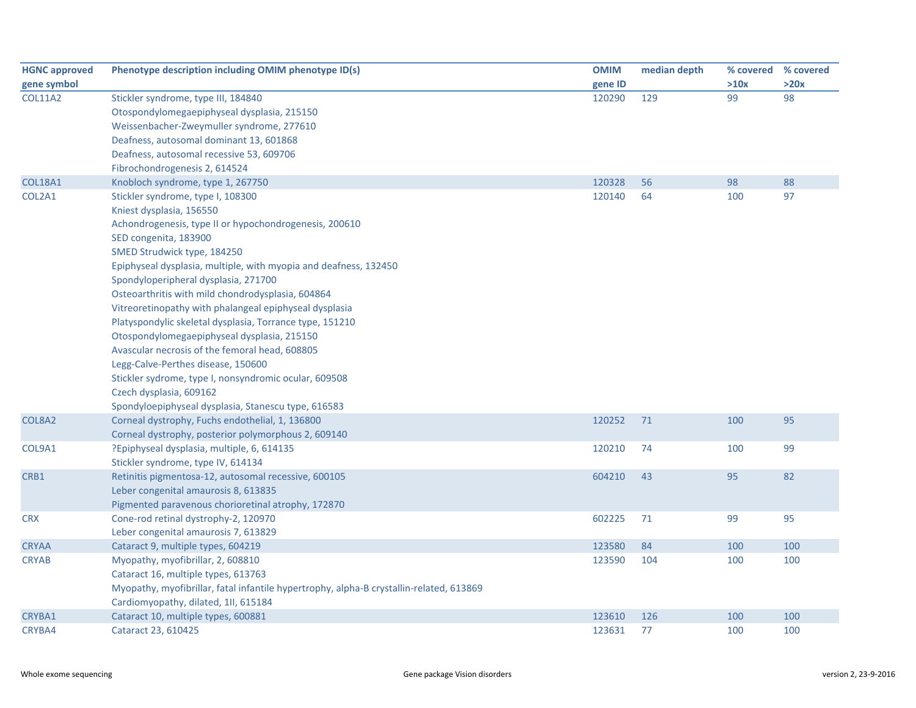| HGNC approved gene symbol | Phenotype description including OMIM phenotype ID(s) | OMIM gene ID | median depth | % covered >10x | % covered >20x |
|---|---|---|---|---|---|
| COL11A2 | Stickler syndrome, type III, 184840 | 120290 | 129 | 99 | 98 |
| | Otospondylomegaepiphyseal dysplasia, 215150 | | | | |
| | Weissenbacher-Zweymuller syndrome, 277610 | | | | |
| | Deafness, autosomal dominant 13, 601868 | | | | |
| | Deafness, autosomal recessive 53, 609706 | | | | |
| | Fibrochondrogenesis 2, 614524 | | | | |
| COL18A1 | Knobloch syndrome, type 1, 267750 | 120328 | 56 | 98 | 88 |
| COL2A1 | Stickler syndrome, type I, 108300 | 120140 | 64 | 100 | 97 |
| | Kniest dysplasia, 156550 | | | | |
| | Achondrogenesis, type II or hypochondrogenesis, 200610 | | | | |
| | SED congenita, 183900 | | | | |
| | SMED Strudwick type, 184250 | | | | |
| | Epiphyseal dysplasia, multiple, with myopia and deafness, 132450 | | | | |
| | Spondyloperipheral dysplasia, 271700 | | | | |
| | Osteoarthritis with mild chondrodysplasia, 604864 | | | | |
| | Vitreoretinopathy with phalangeal epiphyseal dysplasia | | | | |
| | Platyspondylic skeletal dysplasia, Torrance type, 151210 | | | | |
| | Otospondylomegaepiphyseal dysplasia, 215150 | | | | |
| | Avascular necrosis of the femoral head, 608805 | | | | |
| | Legg-Calve-Perthes disease, 150600 | | | | |
| | Stickler sydrome, type I, nonsyndromic ocular, 609508 | | | | |
| | Czech dysplasia, 609162 | | | | |
| | Spondyloepiphyseal dysplasia, Stanescu type, 616583 | | | | |
| COL8A2 | Corneal dystrophy, Fuchs endothelial, 1, 136800 | 120252 | 71 | 100 | 95 |
| | Corneal dystrophy, posterior polymorphous 2, 609140 | | | | |
| COL9A1 | ?Epiphyseal dysplasia, multiple, 6, 614135 | 120210 | 74 | 100 | 99 |
| | Stickler syndrome, type IV, 614134 | | | | |
| CRB1 | Retinitis pigmentosa-12, autosomal recessive, 600105 | 604210 | 43 | 95 | 82 |
| | Leber congenital amaurosis 8, 613835 | | | | |
| | Pigmented paravenous chorioretinal atrophy, 172870 | | | | |
| CRX | Cone-rod retinal dystrophy-2, 120970 | 602225 | 71 | 99 | 95 |
| | Leber congenital amaurosis 7, 613829 | | | | |
| CRYAA | Cataract 9, multiple types, 604219 | 123580 | 84 | 100 | 100 |
| CRYAB | Myopathy, myofibrillar, 2, 608810 | 123590 | 104 | 100 | 100 |
| | Cataract 16, multiple types, 613763 | | | | |
| | Myopathy, myofibrillar, fatal infantile hypertrophy, alpha-B crystallin-related, 613869 | | | | |
| | Cardiomyopathy, dilated, 1II, 615184 | | | | |
| CRYBA1 | Cataract 10, multiple types, 600881 | 123610 | 126 | 100 | 100 |
| CRYBA4 | Cataract 23, 610425 | 123631 | 77 | 100 | 100 |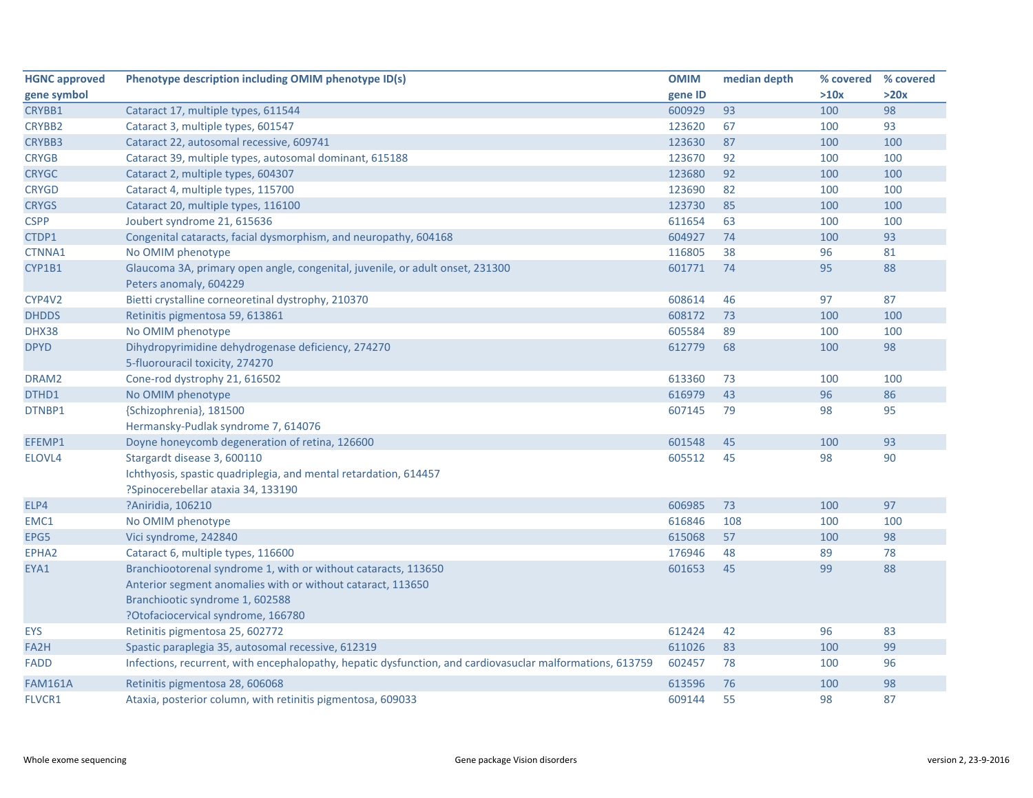| HGNC approved gene symbol | Phenotype description including OMIM phenotype ID(s) | OMIM gene ID | median depth | % covered >10x | % covered >20x |
|---|---|---|---|---|---|
| CRYBB1 | Cataract 17, multiple types, 611544 | 600929 | 93 | 100 | 98 |
| CRYBB2 | Cataract 3, multiple types, 601547 | 123620 | 67 | 100 | 93 |
| CRYBB3 | Cataract 22, autosomal recessive, 609741 | 123630 | 87 | 100 | 100 |
| CRYGB | Cataract 39, multiple types, autosomal dominant, 615188 | 123670 | 92 | 100 | 100 |
| CRYGC | Cataract 2, multiple types, 604307 | 123680 | 92 | 100 | 100 |
| CRYGD | Cataract 4, multiple types, 115700 | 123690 | 82 | 100 | 100 |
| CRYGS | Cataract 20, multiple types, 116100 | 123730 | 85 | 100 | 100 |
| CSPP | Joubert syndrome 21, 615636 | 611654 | 63 | 100 | 100 |
| CTDP1 | Congenital cataracts, facial dysmorphism, and neuropathy, 604168 | 604927 | 74 | 100 | 93 |
| CTNNA1 | No OMIM phenotype | 116805 | 38 | 96 | 81 |
| CYP1B1 | Glaucoma 3A, primary open angle, congenital, juvenile, or adult onset, 231300<br>Peters anomaly, 604229 | 601771 | 74 | 95 | 88 |
| CYP4V2 | Bietti crystalline corneoretinal dystrophy, 210370 | 608614 | 46 | 97 | 87 |
| DHDDS | Retinitis pigmentosa 59, 613861 | 608172 | 73 | 100 | 100 |
| DHX38 | No OMIM phenotype | 605584 | 89 | 100 | 100 |
| DPYD | Dihydropyrimidine dehydrogenase deficiency, 274270<br>5-fluorouracil toxicity, 274270 | 612779 | 68 | 100 | 98 |
| DRAM2 | Cone-rod dystrophy 21, 616502 | 613360 | 73 | 100 | 100 |
| DTHD1 | No OMIM phenotype | 616979 | 43 | 96 | 86 |
| DTNBP1 | {Schizophrenia}, 181500<br>Hermansky-Pudlak syndrome 7, 614076 | 607145 | 79 | 98 | 95 |
| EFEMP1 | Doyne honeycomb degeneration of retina, 126600 | 601548 | 45 | 100 | 93 |
| ELOVL4 | Stargardt disease 3, 600110<br>Ichthyosis, spastic quadriplegia, and mental retardation, 614457<br>?Spinocerebellar ataxia 34, 133190 | 605512 | 45 | 98 | 90 |
| ELP4 | ?Aniridia, 106210 | 606985 | 73 | 100 | 97 |
| EMC1 | No OMIM phenotype | 616846 | 108 | 100 | 100 |
| EPG5 | Vici syndrome, 242840 | 615068 | 57 | 100 | 98 |
| EPHA2 | Cataract 6, multiple types, 116600 | 176946 | 48 | 89 | 78 |
| EYA1 | Branchiootorenal syndrome 1, with or without cataracts, 113650<br>Anterior segment anomalies with or without cataract, 113650<br>Branchiootic syndrome 1, 602588<br>?Otofaciocervical syndrome, 166780 | 601653 | 45 | 99 | 88 |
| EYS | Retinitis pigmentosa 25, 602772 | 612424 | 42 | 96 | 83 |
| FA2H | Spastic paraplegia 35, autosomal recessive, 612319 | 611026 | 83 | 100 | 99 |
| FADD | Infections, recurrent, with encephalopathy, hepatic dysfunction, and cardiovasuclar malformations, 613759 | 602457 | 78 | 100 | 96 |
| FAM161A | Retinitis pigmentosa 28, 606068 | 613596 | 76 | 100 | 98 |
| FLVCR1 | Ataxia, posterior column, with retinitis pigmentosa, 609033 | 609144 | 55 | 98 | 87 |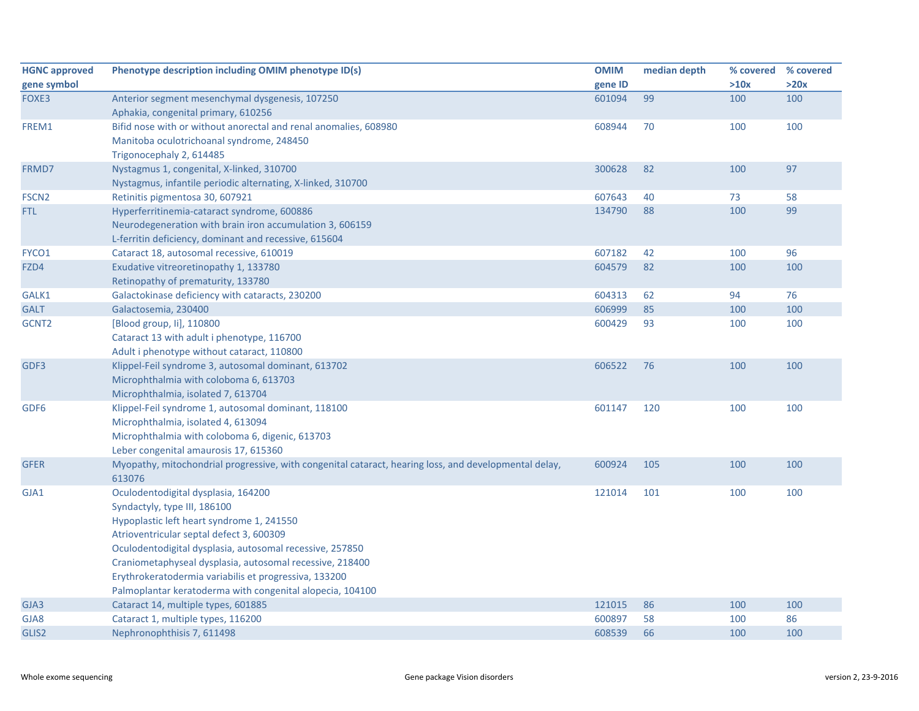| HGNC approved gene symbol | Phenotype description including OMIM phenotype ID(s) | OMIM gene ID | median depth | % covered >10x | % covered >20x |
|---|---|---|---|---|---|
| FOXE3 | Anterior segment mesenchymal dysgenesis, 107250<br>Aphakia, congenital primary, 610256 | 601094 | 99 | 100 | 100 |
| FREM1 | Bifid nose with or without anorectal and renal anomalies, 608980<br>Manitoba oculotrichoanal syndrome, 248450<br>Trigonocephaly 2, 614485 | 608944 | 70 | 100 | 100 |
| FRMD7 | Nystagmus 1, congenital, X-linked, 310700<br>Nystagmus, infantile periodic alternating, X-linked, 310700 | 300628 | 82 | 100 | 97 |
| FSCN2 | Retinitis pigmentosa 30, 607921 | 607643 | 40 | 73 | 58 |
| FTL | Hyperferritinemia-cataract syndrome, 600886<br>Neurodegeneration with brain iron accumulation 3, 606159<br>L-ferritin deficiency, dominant and recessive, 615604 | 134790 | 88 | 100 | 99 |
| FYCO1 | Cataract 18, autosomal recessive, 610019 | 607182 | 42 | 100 | 96 |
| FZD4 | Exudative vitreoretinopathy 1, 133780<br>Retinopathy of prematurity, 133780 | 604579 | 82 | 100 | 100 |
| GALK1 | Galactokinase deficiency with cataracts, 230200 | 604313 | 62 | 94 | 76 |
| GALT | Galactosemia, 230400 | 606999 | 85 | 100 | 100 |
| GCNT2 | [Blood group, Ii], 110800<br>Cataract 13 with adult i phenotype, 116700<br>Adult i phenotype without cataract, 110800 | 600429 | 93 | 100 | 100 |
| GDF3 | Klippel-Feil syndrome 3, autosomal dominant, 613702<br>Microphthalmia with coloboma 6, 613703<br>Microphthalmia, isolated 7, 613704 | 606522 | 76 | 100 | 100 |
| GDF6 | Klippel-Feil syndrome 1, autosomal dominant, 118100<br>Microphthalmia, isolated 4, 613094<br>Microphthalmia with coloboma 6, digenic, 613703<br>Leber congenital amaurosis 17, 615360 | 601147 | 120 | 100 | 100 |
| GFER | Myopathy, mitochondrial progressive, with congenital cataract, hearing loss, and developmental delay, 613076 | 600924 | 105 | 100 | 100 |
| GJA1 | Oculodentodigital dysplasia, 164200<br>Syndactyly, type III, 186100<br>Hypoplastic left heart syndrome 1, 241550<br>Atrioventricular septal defect 3, 600309<br>Oculodentodigital dysplasia, autosomal recessive, 257850<br>Craniometaphyseal dysplasia, autosomal recessive, 218400<br>Erythrokeratodermia variabilis et progressiva, 133200<br>Palmoplantar keratoderma with congenital alopecia, 104100 | 121014 | 101 | 100 | 100 |
| GJA3 | Cataract 14, multiple types, 601885 | 121015 | 86 | 100 | 100 |
| GJA8 | Cataract 1, multiple types, 116200 | 600897 | 58 | 100 | 86 |
| GLIS2 | Nephronophthisis 7, 611498 | 608539 | 66 | 100 | 100 |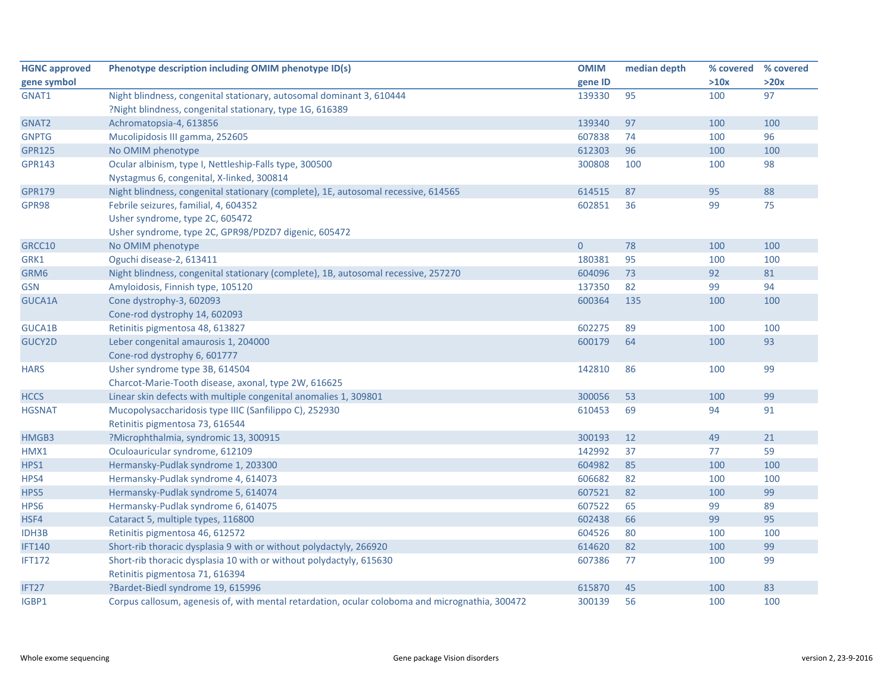| HGNC approved gene symbol | Phenotype description including OMIM phenotype ID(s) | OMIM gene ID | median depth | % covered >10x | % covered >20x |
|---|---|---|---|---|---|
| GNAT1 | Night blindness, congenital stationary, autosomal dominant 3, 610444<br>?Night blindness, congenital stationary, type 1G, 616389 | 139330 | 95 | 100 | 97 |
| GNAT2 | Achromatopsia-4, 613856 | 139340 | 97 | 100 | 100 |
| GNPTG | Mucolipidosis III gamma, 252605 | 607838 | 74 | 100 | 96 |
| GPR125 | No OMIM phenotype | 612303 | 96 | 100 | 100 |
| GPR143 | Ocular albinism, type I, Nettleship-Falls type, 300500<br>Nystagmus 6, congenital, X-linked, 300814 | 300808 | 100 | 100 | 98 |
| GPR179 | Night blindness, congenital stationary (complete), 1E, autosomal recessive, 614565 | 614515 | 87 | 95 | 88 |
| GPR98 | Febrile seizures, familial, 4, 604352<br>Usher syndrome, type 2C, 605472<br>Usher syndrome, type 2C, GPR98/PDZD7 digenic, 605472 | 602851 | 36 | 99 | 75 |
| GRCC10 | No OMIM phenotype | 0 | 78 | 100 | 100 |
| GRK1 | Oguchi disease-2, 613411 | 180381 | 95 | 100 | 100 |
| GRM6 | Night blindness, congenital stationary (complete), 1B, autosomal recessive, 257270 | 604096 | 73 | 92 | 81 |
| GSN | Amyloidosis, Finnish type, 105120 | 137350 | 82 | 99 | 94 |
| GUCA1A | Cone dystrophy-3, 602093<br>Cone-rod dystrophy 14, 602093 | 600364 | 135 | 100 | 100 |
| GUCA1B | Retinitis pigmentosa 48, 613827 | 602275 | 89 | 100 | 100 |
| GUCY2D | Leber congenital amaurosis 1, 204000<br>Cone-rod dystrophy 6, 601777 | 600179 | 64 | 100 | 93 |
| HARS | Usher syndrome type 3B, 614504<br>Charcot-Marie-Tooth disease, axonal, type 2W, 616625 | 142810 | 86 | 100 | 99 |
| HCCS | Linear skin defects with multiple congenital anomalies 1, 309801 | 300056 | 53 | 100 | 99 |
| HGSNAT | Mucopolysaccharidosis type IIIC (Sanfilippo C), 252930<br>Retinitis pigmentosa 73, 616544 | 610453 | 69 | 94 | 91 |
| HMGB3 | ?Microphthalmia, syndromic 13, 300915 | 300193 | 12 | 49 | 21 |
| HMX1 | Oculoauricular syndrome, 612109 | 142992 | 37 | 77 | 59 |
| HPS1 | Hermansky-Pudlak syndrome 1, 203300 | 604982 | 85 | 100 | 100 |
| HPS4 | Hermansky-Pudlak syndrome 4, 614073 | 606682 | 82 | 100 | 100 |
| HPS5 | Hermansky-Pudlak syndrome 5, 614074 | 607521 | 82 | 100 | 99 |
| HPS6 | Hermansky-Pudlak syndrome 6, 614075 | 607522 | 65 | 99 | 89 |
| HSF4 | Cataract 5, multiple types, 116800 | 602438 | 66 | 99 | 95 |
| IDH3B | Retinitis pigmentosa 46, 612572 | 604526 | 80 | 100 | 100 |
| IFT140 | Short-rib thoracic dysplasia 9 with or without polydactyly, 266920 | 614620 | 82 | 100 | 99 |
| IFT172 | Short-rib thoracic dysplasia 10 with or without polydactyly, 615630<br>Retinitis pigmentosa 71, 616394 | 607386 | 77 | 100 | 99 |
| IFT27 | ?Bardet-Biedl syndrome 19, 615996 | 615870 | 45 | 100 | 83 |
| IGBP1 | Corpus callosum, agenesis of, with mental retardation, ocular coloboma and micrognathia, 300472 | 300139 | 56 | 100 | 100 |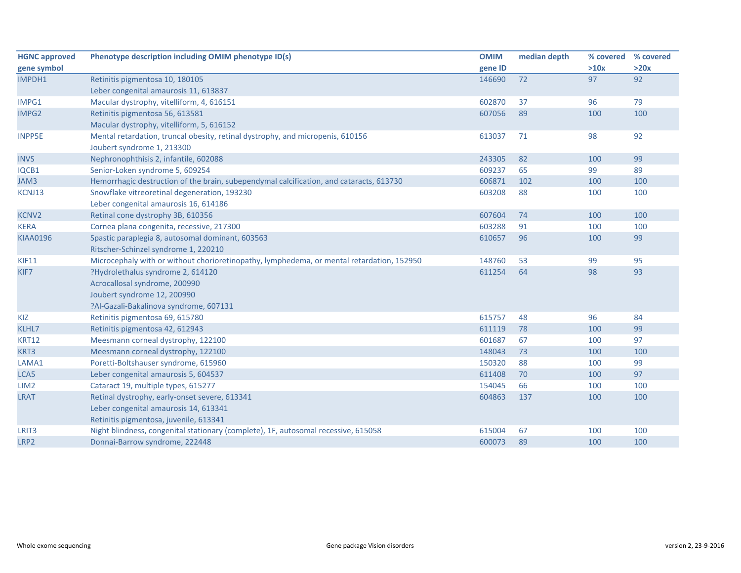| HGNC approved gene symbol | Phenotype description including OMIM phenotype ID(s) | OMIM gene ID | median depth | % covered >10x | % covered >20x |
|---|---|---|---|---|---|
| IMPDH1 | Retinitis pigmentosa 10, 180105<br>Leber congenital amaurosis 11, 613837 | 146690 | 72 | 97 | 92 |
| IMPG1 | Macular dystrophy, vitelliform, 4, 616151 | 602870 | 37 | 96 | 79 |
| IMPG2 | Retinitis pigmentosa 56, 613581<br>Macular dystrophy, vitelliform, 5, 616152 | 607056 | 89 | 100 | 100 |
| INPP5E | Mental retardation, truncal obesity, retinal dystrophy, and micropenis, 610156<br>Joubert syndrome 1, 213300 | 613037 | 71 | 98 | 92 |
| INVS | Nephronophthisis 2, infantile, 602088 | 243305 | 82 | 100 | 99 |
| IQCB1 | Senior-Loken syndrome 5, 609254 | 609237 | 65 | 99 | 89 |
| JAM3 | Hemorrhagic destruction of the brain, subependymal calcification, and cataracts, 613730 | 606871 | 102 | 100 | 100 |
| KCNJ13 | Snowflake vitreoretinal degeneration, 193230<br>Leber congenital amaurosis 16, 614186 | 603208 | 88 | 100 | 100 |
| KCNV2 | Retinal cone dystrophy 3B, 610356 | 607604 | 74 | 100 | 100 |
| KERA | Cornea plana congenita, recessive, 217300 | 603288 | 91 | 100 | 100 |
| KIAA0196 | Spastic paraplegia 8, autosomal dominant, 603563<br>Ritscher-Schinzel syndrome 1, 220210 | 610657 | 96 | 100 | 99 |
| KIF11 | Microcephaly with or without chorioretinopathy, lymphedema, or mental retardation, 152950 | 148760 | 53 | 99 | 95 |
| KIF7 | ?Hydrolethalus syndrome 2, 614120<br>Acrocallosal syndrome, 200990<br>Joubert syndrome 12, 200990<br>?Al-Gazali-Bakalinova syndrome, 607131 | 611254 | 64 | 98 | 93 |
| KIZ | Retinitis pigmentosa 69, 615780 | 615757 | 48 | 96 | 84 |
| KLHL7 | Retinitis pigmentosa 42, 612943 | 611119 | 78 | 100 | 99 |
| KRT12 | Meesmann corneal dystrophy, 122100 | 601687 | 67 | 100 | 97 |
| KRT3 | Meesmann corneal dystrophy, 122100 | 148043 | 73 | 100 | 100 |
| LAMA1 | Poretti-Boltshauser syndrome, 615960 | 150320 | 88 | 100 | 99 |
| LCA5 | Leber congenital amaurosis 5, 604537 | 611408 | 70 | 100 | 97 |
| LIM2 | Cataract 19, multiple types, 615277 | 154045 | 66 | 100 | 100 |
| LRAT | Retinal dystrophy, early-onset severe, 613341<br>Leber congenital amaurosis 14, 613341<br>Retinitis pigmentosa, juvenile, 613341 | 604863 | 137 | 100 | 100 |
| LRIT3 | Night blindness, congenital stationary (complete), 1F, autosomal recessive, 615058 | 615004 | 67 | 100 | 100 |
| LRP2 | Donnai-Barrow syndrome, 222448 | 600073 | 89 | 100 | 100 |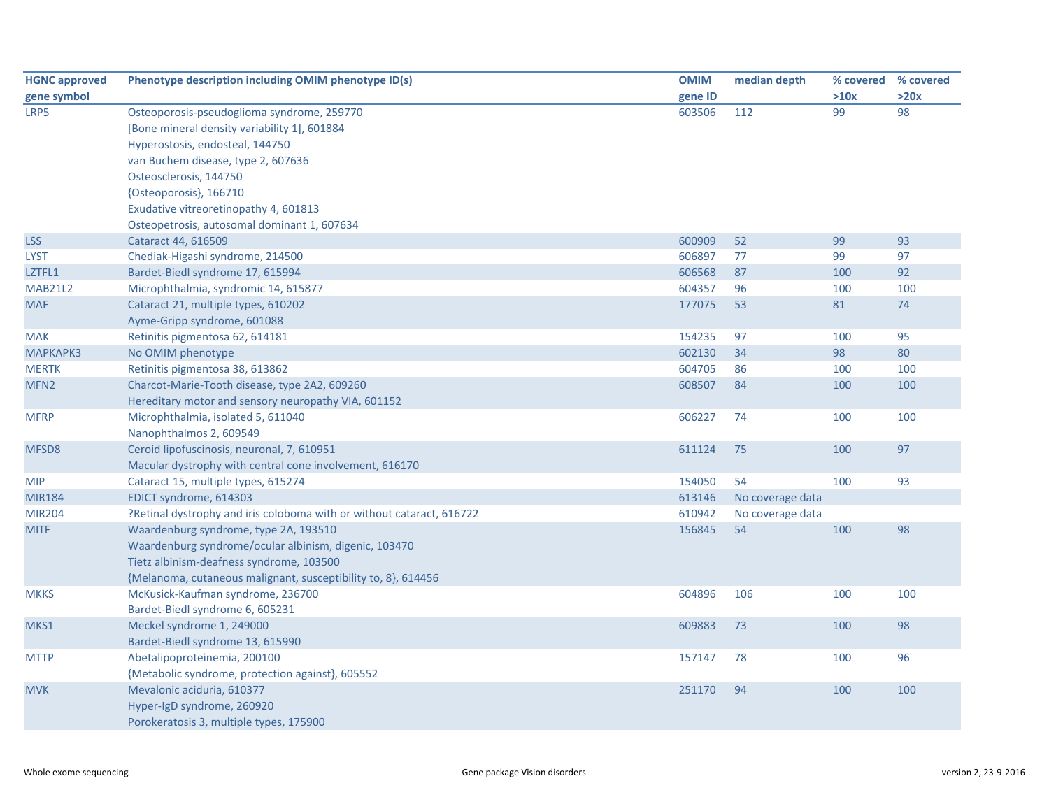| HGNC approved gene symbol | Phenotype description including OMIM phenotype ID(s) | OMIM gene ID | median depth | % covered >10x | % covered >20x |
|---|---|---|---|---|---|
| LRP5 | Osteoporosis-pseudoglioma syndrome, 259770 | 603506 | 112 | 99 | 98 |
| | [Bone mineral density variability 1], 601884 | | | | |
| | Hyperostosis, endosteal, 144750 | | | | |
| | van Buchem disease, type 2, 607636 | | | | |
| | Osteosclerosis, 144750 | | | | |
| | {Osteoporosis}, 166710 | | | | |
| | Exudative vitreoretinopathy 4, 601813 | | | | |
| | Osteopetrosis, autosomal dominant 1, 607634 | | | | |
| LSS | Cataract 44, 616509 | 600909 | 52 | 99 | 93 |
| LYST | Chediak-Higashi syndrome, 214500 | 606897 | 77 | 99 | 97 |
| LZTFL1 | Bardet-Biedl syndrome 17, 615994 | 606568 | 87 | 100 | 92 |
| MAB21L2 | Microphthalmia, syndromic 14, 615877 | 604357 | 96 | 100 | 100 |
| MAF | Cataract 21, multiple types, 610202 | 177075 | 53 | 81 | 74 |
| | Ayme-Gripp syndrome, 601088 | | | | |
| MAK | Retinitis pigmentosa 62, 614181 | 154235 | 97 | 100 | 95 |
| MAPKAPK3 | No OMIM phenotype | 602130 | 34 | 98 | 80 |
| MERTK | Retinitis pigmentosa 38, 613862 | 604705 | 86 | 100 | 100 |
| MFN2 | Charcot-Marie-Tooth disease, type 2A2, 609260 | 608507 | 84 | 100 | 100 |
| | Hereditary motor and sensory neuropathy VIA, 601152 | | | | |
| MFRP | Microphthalmia, isolated 5, 611040 | 606227 | 74 | 100 | 100 |
| | Nanophthalmos 2, 609549 | | | | |
| MFSD8 | Ceroid lipofuscinosis, neuronal, 7, 610951 | 611124 | 75 | 100 | 97 |
| | Macular dystrophy with central cone involvement, 616170 | | | | |
| MIP | Cataract 15, multiple types, 615274 | 154050 | 54 | 100 | 93 |
| MIR184 | EDICT syndrome, 614303 | 613146 | No coverage data | | |
| MIR204 | ?Retinal dystrophy and iris coloboma with or without cataract, 616722 | 610942 | No coverage data | | |
| MITF | Waardenburg syndrome, type 2A, 193510 | 156845 | 54 | 100 | 98 |
| | Waardenburg syndrome/ocular albinism, digenic, 103470 | | | | |
| | Tietz albinism-deafness syndrome, 103500 | | | | |
| | {Melanoma, cutaneous malignant, susceptibility to, 8}, 614456 | | | | |
| MKKS | McKusick-Kaufman syndrome, 236700 | 604896 | 106 | 100 | 100 |
| | Bardet-Biedl syndrome 6, 605231 | | | | |
| MKS1 | Meckel syndrome 1, 249000 | 609883 | 73 | 100 | 98 |
| | Bardet-Biedl syndrome 13, 615990 | | | | |
| MTTP | Abetalipoproteinemia, 200100 | 157147 | 78 | 100 | 96 |
| | {Metabolic syndrome, protection against}, 605552 | | | | |
| MVK | Mevalonic aciduria, 610377 | 251170 | 94 | 100 | 100 |
| | Hyper-IgD syndrome, 260920 | | | | |
| | Porokeratosis 3, multiple types, 175900 | | | | |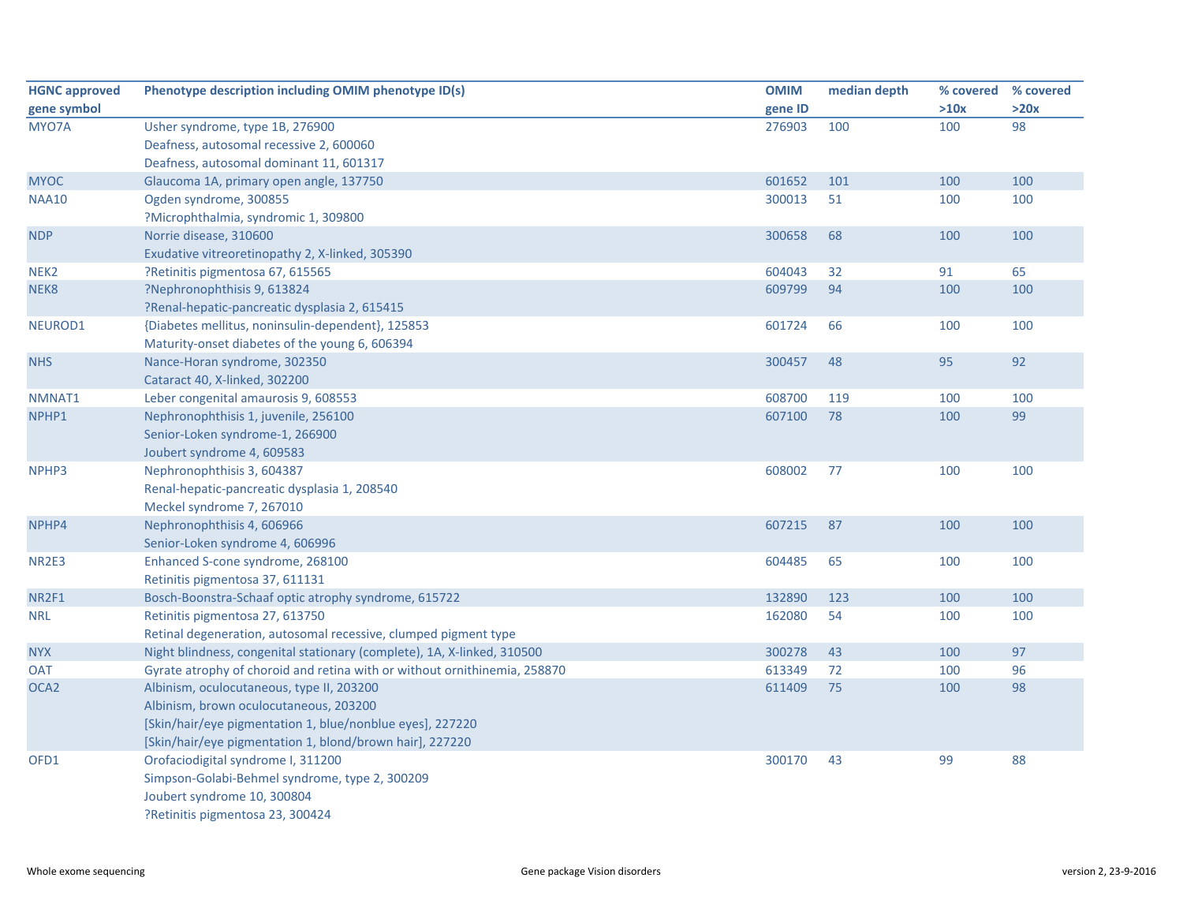| HGNC approved gene symbol | Phenotype description including OMIM phenotype ID(s) | OMIM gene ID | median depth | % covered >10x | % covered >20x |
|---|---|---|---|---|---|
| MYO7A | Usher syndrome, type 1B, 276900<br>Deafness, autosomal recessive 2, 600060<br>Deafness, autosomal dominant 11, 601317 | 276903 | 100 | 100 | 98 |
| MYOC | Glaucoma 1A, primary open angle, 137750 | 601652 | 101 | 100 | 100 |
| NAA10 | Ogden syndrome, 300855<br>?Microphthalmia, syndromic 1, 309800 | 300013 | 51 | 100 | 100 |
| NDP | Norrie disease, 310600<br>Exudative vitreoretinopathy 2, X-linked, 305390 | 300658 | 68 | 100 | 100 |
| NEK2 | ?Retinitis pigmentosa 67, 615565 | 604043 | 32 | 91 | 65 |
| NEK8 | ?Nephronophthisis 9, 613824<br>?Renal-hepatic-pancreatic dysplasia 2, 615415 | 609799 | 94 | 100 | 100 |
| NEUROD1 | {Diabetes mellitus, noninsulin-dependent}, 125853<br>Maturity-onset diabetes of the young 6, 606394 | 601724 | 66 | 100 | 100 |
| NHS | Nance-Horan syndrome, 302350<br>Cataract 40, X-linked, 302200 | 300457 | 48 | 95 | 92 |
| NMNAT1 | Leber congenital amaurosis 9, 608553 | 608700 | 119 | 100 | 100 |
| NPHP1 | Nephronophthisis 1, juvenile, 256100<br>Senior-Loken syndrome-1, 266900<br>Joubert syndrome 4, 609583 | 607100 | 78 | 100 | 99 |
| NPHP3 | Nephronophthisis 3, 604387<br>Renal-hepatic-pancreatic dysplasia 1, 208540<br>Meckel syndrome 7, 267010 | 608002 | 77 | 100 | 100 |
| NPHP4 | Nephronophthisis 4, 606966<br>Senior-Loken syndrome 4, 606996 | 607215 | 87 | 100 | 100 |
| NR2E3 | Enhanced S-cone syndrome, 268100<br>Retinitis pigmentosa 37, 611131 | 604485 | 65 | 100 | 100 |
| NR2F1 | Bosch-Boonstra-Schaaf optic atrophy syndrome, 615722 | 132890 | 123 | 100 | 100 |
| NRL | Retinitis pigmentosa 27, 613750<br>Retinal degeneration, autosomal recessive, clumped pigment type | 162080 | 54 | 100 | 100 |
| NYX | Night blindness, congenital stationary (complete), 1A, X-linked, 310500 | 300278 | 43 | 100 | 97 |
| OAT | Gyrate atrophy of choroid and retina with or without ornithinemia, 258870 | 613349 | 72 | 100 | 96 |
| OCA2 | Albinism, oculocutaneous, type II, 203200<br>Albinism, brown oculocutaneous, 203200<br>[Skin/hair/eye pigmentation 1, blue/nonblue eyes], 227220<br>[Skin/hair/eye pigmentation 1, blond/brown hair], 227220 | 611409 | 75 | 100 | 98 |
| OFD1 | Orofaciodigital syndrome I, 311200<br>Simpson-Golabi-Behmel syndrome, type 2, 300209<br>Joubert syndrome 10, 300804<br>?Retinitis pigmentosa 23, 300424 | 300170 | 43 | 99 | 88 |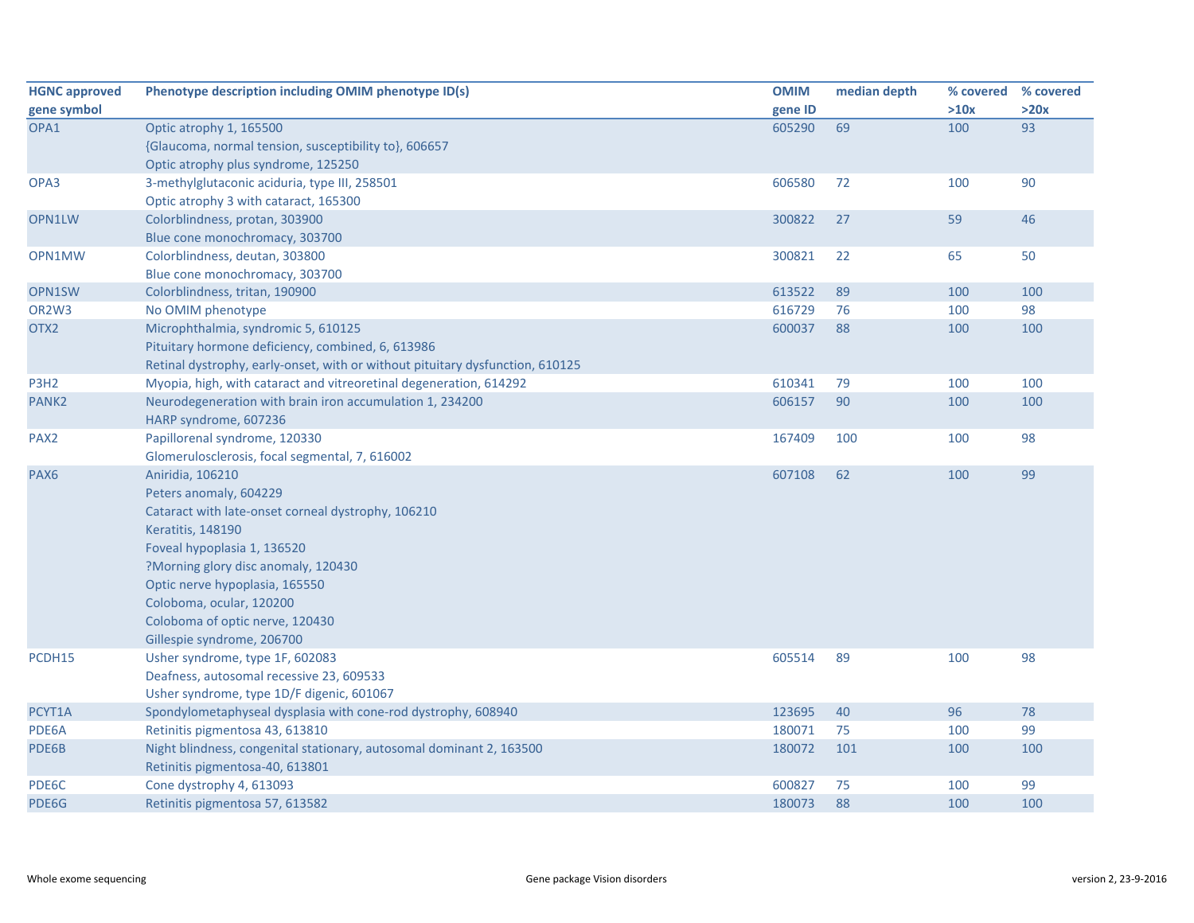| HGNC approved gene symbol | Phenotype description including OMIM phenotype ID(s) | OMIM gene ID | median depth | % covered >10x | % covered >20x |
|---|---|---|---|---|---|
| OPA1 | Optic atrophy 1, 165500<br>{Glaucoma, normal tension, susceptibility to}, 606657<br>Optic atrophy plus syndrome, 125250 | 605290 | 69 | 100 | 93 |
| OPA3 | 3-methylglutaconic aciduria, type III, 258501<br>Optic atrophy 3 with cataract, 165300 | 606580 | 72 | 100 | 90 |
| OPN1LW | Colorblindness, protan, 303900<br>Blue cone monochromacy, 303700 | 300822 | 27 | 59 | 46 |
| OPN1MW | Colorblindness, deutan, 303800<br>Blue cone monochromacy, 303700 | 300821 | 22 | 65 | 50 |
| OPN1SW | Colorblindness, tritan, 190900 | 613522 | 89 | 100 | 100 |
| OR2W3 | No OMIM phenotype | 616729 | 76 | 100 | 98 |
| OTX2 | Microphthalmia, syndromic 5, 610125<br>Pituitary hormone deficiency, combined, 6, 613986<br>Retinal dystrophy, early-onset, with or without pituitary dysfunction, 610125 | 600037 | 88 | 100 | 100 |
| P3H2 | Myopia, high, with cataract and vitreoretinal degeneration, 614292 | 610341 | 79 | 100 | 100 |
| PANK2 | Neurodegeneration with brain iron accumulation 1, 234200<br>HARP syndrome, 607236 | 606157 | 90 | 100 | 100 |
| PAX2 | Papillorenal syndrome, 120330<br>Glomerulosclerosis, focal segmental, 7, 616002 | 167409 | 100 | 100 | 98 |
| PAX6 | Aniridia, 106210<br>Peters anomaly, 604229<br>Cataract with late-onset corneal dystrophy, 106210<br>Keratitis, 148190<br>Foveal hypoplasia 1, 136520<br>?Morning glory disc anomaly, 120430<br>Optic nerve hypoplasia, 165550<br>Coloboma, ocular, 120200<br>Coloboma of optic nerve, 120430<br>Gillespie syndrome, 206700 | 607108 | 62 | 100 | 99 |
| PCDH15 | Usher syndrome, type 1F, 602083<br>Deafness, autosomal recessive 23, 609533<br>Usher syndrome, type 1D/F digenic, 601067 | 605514 | 89 | 100 | 98 |
| PCYT1A | Spondylometaphyseal dysplasia with cone-rod dystrophy, 608940 | 123695 | 40 | 96 | 78 |
| PDE6A | Retinitis pigmentosa 43, 613810 | 180071 | 75 | 100 | 99 |
| PDE6B | Night blindness, congenital stationary, autosomal dominant 2, 163500<br>Retinitis pigmentosa-40, 613801 | 180072 | 101 | 100 | 100 |
| PDE6C | Cone dystrophy 4, 613093 | 600827 | 75 | 100 | 99 |
| PDE6G | Retinitis pigmentosa 57, 613582 | 180073 | 88 | 100 | 100 |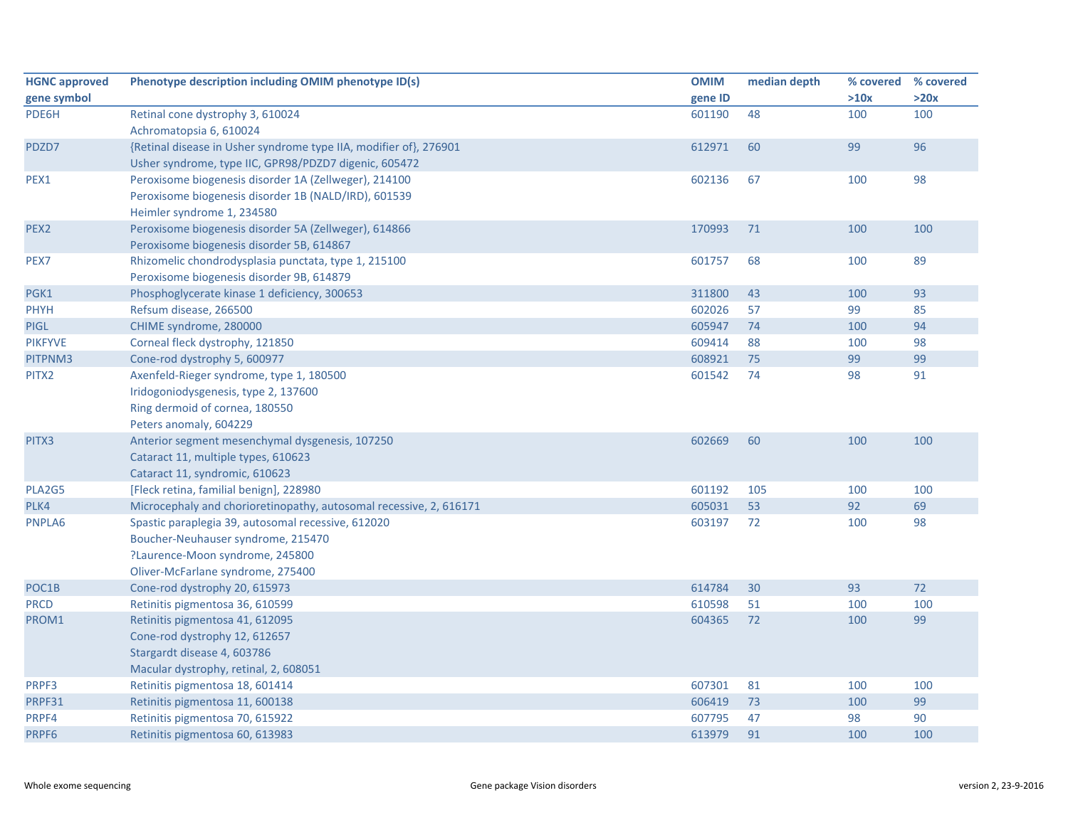| HGNC approved gene symbol | Phenotype description including OMIM phenotype ID(s) | OMIM gene ID | median depth | % covered >10x | % covered >20x |
|---|---|---|---|---|---|
| PDE6H | Retinal cone dystrophy 3, 610024<br>Achromatopsia 6, 610024 | 601190 | 48 | 100 | 100 |
| PDZD7 | {Retinal disease in Usher syndrome type IIA, modifier of}, 276901<br>Usher syndrome, type IIC, GPR98/PDZD7 digenic, 605472 | 612971 | 60 | 99 | 96 |
| PEX1 | Peroxisome biogenesis disorder 1A (Zellweger), 214100<br>Peroxisome biogenesis disorder 1B (NALD/IRD), 601539<br>Heimler syndrome 1, 234580 | 602136 | 67 | 100 | 98 |
| PEX2 | Peroxisome biogenesis disorder 5A (Zellweger), 614866<br>Peroxisome biogenesis disorder 5B, 614867 | 170993 | 71 | 100 | 100 |
| PEX7 | Rhizomelic chondrodysplasia punctata, type 1, 215100<br>Peroxisome biogenesis disorder 9B, 614879 | 601757 | 68 | 100 | 89 |
| PGK1 | Phosphoglycerate kinase 1 deficiency, 300653 | 311800 | 43 | 100 | 93 |
| PHYH | Refsum disease, 266500 | 602026 | 57 | 99 | 85 |
| PIGL | CHIME syndrome, 280000 | 605947 | 74 | 100 | 94 |
| PIKFYVE | Corneal fleck dystrophy, 121850 | 609414 | 88 | 100 | 98 |
| PITPNM3 | Cone-rod dystrophy 5, 600977 | 608921 | 75 | 99 | 99 |
| PITX2 | Axenfeld-Rieger syndrome, type 1, 180500<br>Iridogoniodysgenesis, type 2, 137600<br>Ring dermoid of cornea, 180550<br>Peters anomaly, 604229 | 601542 | 74 | 98 | 91 |
| PITX3 | Anterior segment mesenchymal dysgenesis, 107250<br>Cataract 11, multiple types, 610623<br>Cataract 11, syndromic, 610623 | 602669 | 60 | 100 | 100 |
| PLA2G5 | [Fleck retina, familial benign], 228980 | 601192 | 105 | 100 | 100 |
| PLK4 | Microcephaly and chorioretinopathy, autosomal recessive, 2, 616171 | 605031 | 53 | 92 | 69 |
| PNPLA6 | Spastic paraplegia 39, autosomal recessive, 612020<br>Boucher-Neuhauser syndrome, 215470<br>?Laurence-Moon syndrome, 245800<br>Oliver-McFarlane syndrome, 275400 | 603197 | 72 | 100 | 98 |
| POC1B | Cone-rod dystrophy 20, 615973 | 614784 | 30 | 93 | 72 |
| PRCD | Retinitis pigmentosa 36, 610599 | 610598 | 51 | 100 | 100 |
| PROM1 | Retinitis pigmentosa 41, 612095<br>Cone-rod dystrophy 12, 612657<br>Stargardt disease 4, 603786<br>Macular dystrophy, retinal, 2, 608051 | 604365 | 72 | 100 | 99 |
| PRPF3 | Retinitis pigmentosa 18, 601414 | 607301 | 81 | 100 | 100 |
| PRPF31 | Retinitis pigmentosa 11, 600138 | 606419 | 73 | 100 | 99 |
| PRPF4 | Retinitis pigmentosa 70, 615922 | 607795 | 47 | 98 | 90 |
| PRPF6 | Retinitis pigmentosa 60, 613983 | 613979 | 91 | 100 | 100 |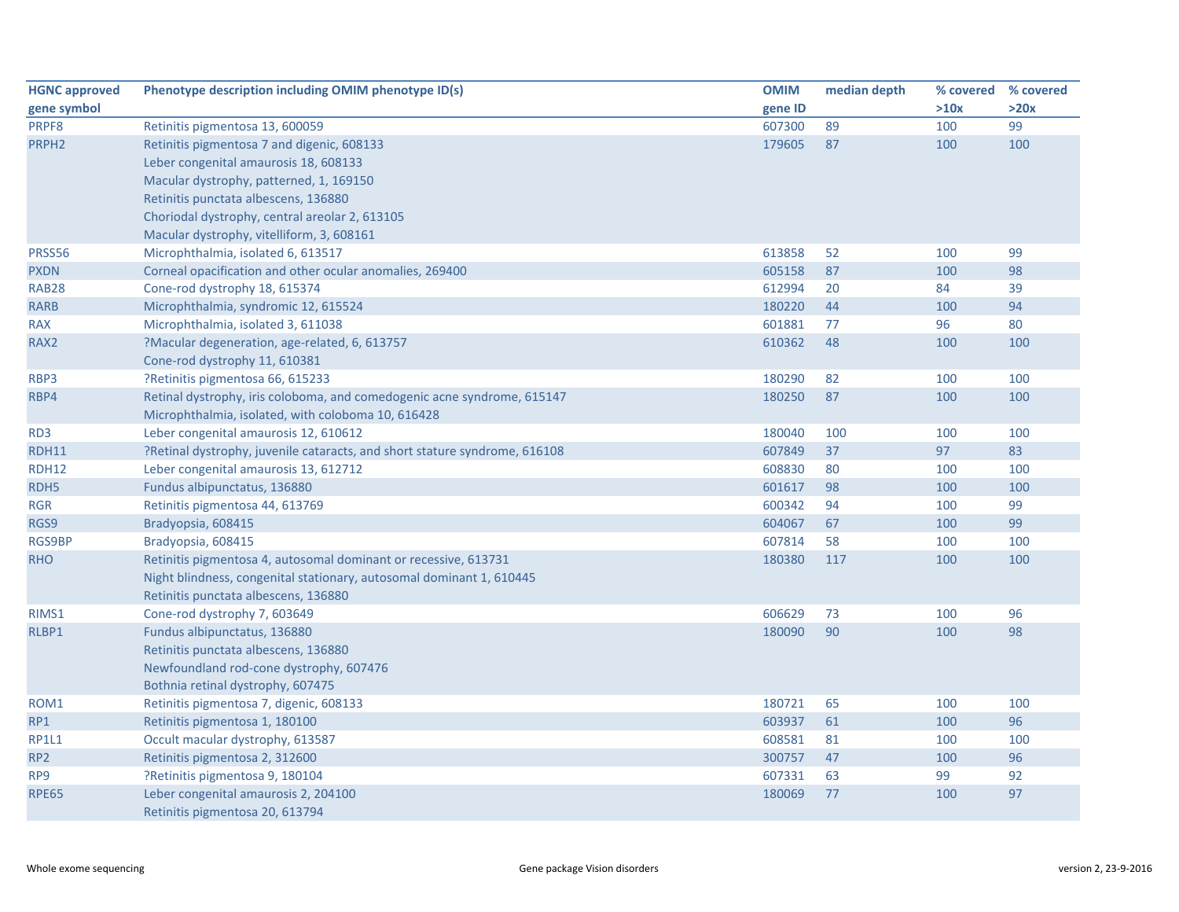| HGNC approved gene symbol | Phenotype description including OMIM phenotype ID(s) | OMIM gene ID | median depth | % covered >10x | % covered >20x |
|---|---|---|---|---|---|
| PRPF8 | Retinitis pigmentosa 13, 600059 | 607300 | 89 | 100 | 99 |
| PRPH2 | Retinitis pigmentosa 7 and digenic, 608133<br>Leber congenital amaurosis 18, 608133<br>Macular dystrophy, patterned, 1, 169150<br>Retinitis punctata albescens, 136880<br>Choriodal dystrophy, central areolar 2, 613105<br>Macular dystrophy, vitelliform, 3, 608161 | 179605 | 87 | 100 | 100 |
| PRSS56 | Microphthalmia, isolated 6, 613517 | 613858 | 52 | 100 | 99 |
| PXDN | Corneal opacification and other ocular anomalies, 269400 | 605158 | 87 | 100 | 98 |
| RAB28 | Cone-rod dystrophy 18, 615374 | 612994 | 20 | 84 | 39 |
| RARB | Microphthalmia, syndromic 12, 615524 | 180220 | 44 | 100 | 94 |
| RAX | Microphthalmia, isolated 3, 611038 | 601881 | 77 | 96 | 80 |
| RAX2 | ?Macular degeneration, age-related, 6, 613757<br>Cone-rod dystrophy 11, 610381 | 610362 | 48 | 100 | 100 |
| RBP3 | ?Retinitis pigmentosa 66, 615233 | 180290 | 82 | 100 | 100 |
| RBP4 | Retinal dystrophy, iris coloboma, and comedogenic acne syndrome, 615147<br>Microphthalmia, isolated, with coloboma 10, 616428 | 180250 | 87 | 100 | 100 |
| RD3 | Leber congenital amaurosis 12, 610612 | 180040 | 100 | 100 | 100 |
| RDH11 | ?Retinal dystrophy, juvenile cataracts, and short stature syndrome, 616108 | 607849 | 37 | 97 | 83 |
| RDH12 | Leber congenital amaurosis 13, 612712 | 608830 | 80 | 100 | 100 |
| RDH5 | Fundus albipunctatus, 136880 | 601617 | 98 | 100 | 100 |
| RGR | Retinitis pigmentosa 44, 613769 | 600342 | 94 | 100 | 99 |
| RGS9 | Bradyopsia, 608415 | 604067 | 67 | 100 | 99 |
| RGS9BP | Bradyopsia, 608415 | 607814 | 58 | 100 | 100 |
| RHO | Retinitis pigmentosa 4, autosomal dominant or recessive, 613731<br>Night blindness, congenital stationary, autosomal dominant 1, 610445<br>Retinitis punctata albescens, 136880 | 180380 | 117 | 100 | 100 |
| RIMS1 | Cone-rod dystrophy 7, 603649 | 606629 | 73 | 100 | 96 |
| RLBP1 | Fundus albipunctatus, 136880<br>Retinitis punctata albescens, 136880<br>Newfoundland rod-cone dystrophy, 607476<br>Bothnia retinal dystrophy, 607475 | 180090 | 90 | 100 | 98 |
| ROM1 | Retinitis pigmentosa 7, digenic, 608133 | 180721 | 65 | 100 | 100 |
| RP1 | Retinitis pigmentosa 1, 180100 | 603937 | 61 | 100 | 96 |
| RP1L1 | Occult macular dystrophy, 613587 | 608581 | 81 | 100 | 100 |
| RP2 | Retinitis pigmentosa 2, 312600 | 300757 | 47 | 100 | 96 |
| RP9 | ?Retinitis pigmentosa 9, 180104 | 607331 | 63 | 99 | 92 |
| RPE65 | Leber congenital amaurosis 2, 204100<br>Retinitis pigmentosa 20, 613794 | 180069 | 77 | 100 | 97 |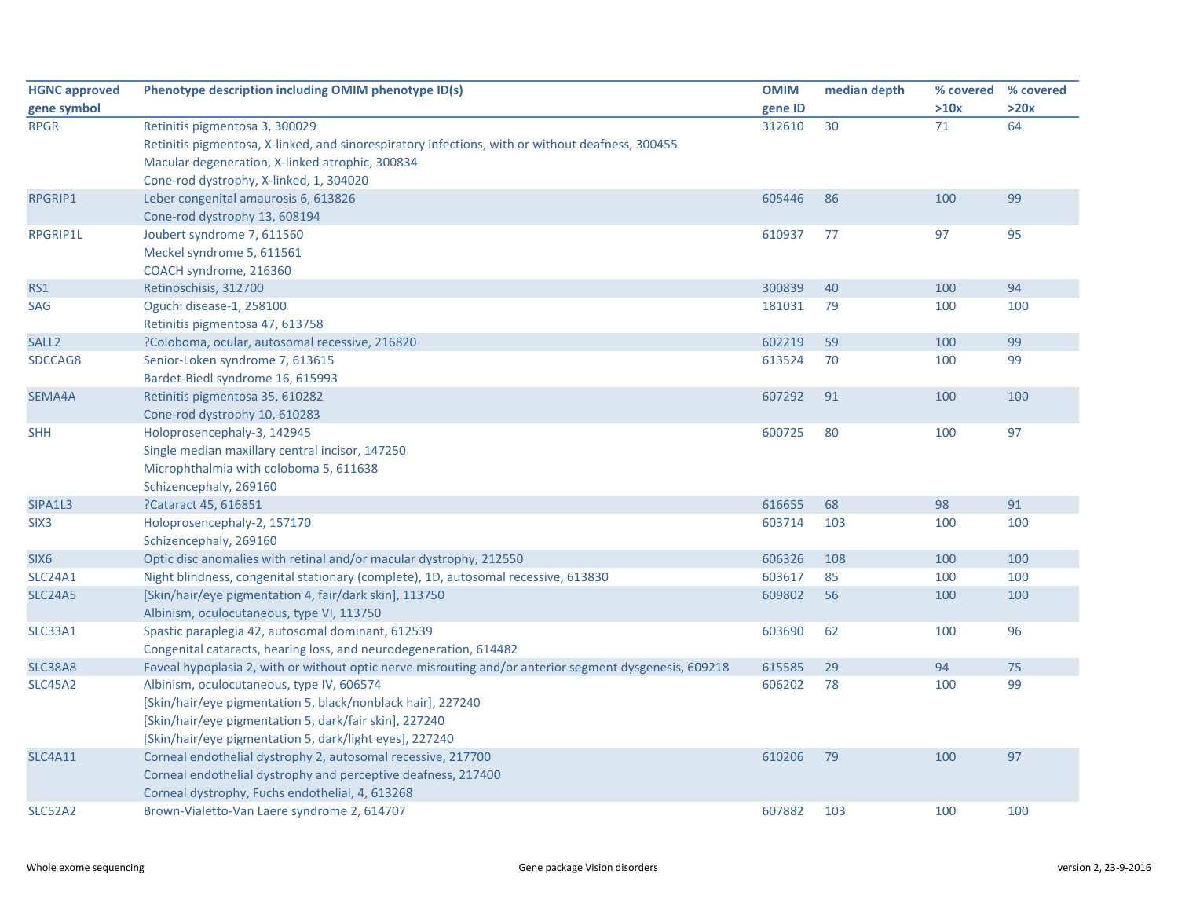| HGNC approved gene symbol | Phenotype description including OMIM phenotype ID(s) | OMIM gene ID | median depth | % covered >10x | % covered >20x |
|---|---|---|---|---|---|
| RPGR | Retinitis pigmentosa 3, 300029<br>Retinitis pigmentosa, X-linked, and sinorespiratory infections, with or without deafness, 300455<br>Macular degeneration, X-linked atrophic, 300834<br>Cone-rod dystrophy, X-linked, 1, 304020 | 312610 | 30 | 71 | 64 |
| RPGRIP1 | Leber congenital amaurosis 6, 613826<br>Cone-rod dystrophy 13, 608194 | 605446 | 86 | 100 | 99 |
| RPGRIP1L | Joubert syndrome 7, 611560<br>Meckel syndrome 5, 611561<br>COACH syndrome, 216360 | 610937 | 77 | 97 | 95 |
| RS1 | Retinoschisis, 312700 | 300839 | 40 | 100 | 94 |
| SAG | Oguchi disease-1, 258100<br>Retinitis pigmentosa 47, 613758 | 181031 | 79 | 100 | 100 |
| SALL2 | ?Coloboma, ocular, autosomal recessive, 216820 | 602219 | 59 | 100 | 99 |
| SDCCAG8 | Senior-Loken syndrome 7, 613615<br>Bardet-Biedl syndrome 16, 615993 | 613524 | 70 | 100 | 99 |
| SEMA4A | Retinitis pigmentosa 35, 610282<br>Cone-rod dystrophy 10, 610283 | 607292 | 91 | 100 | 100 |
| SHH | Holoprosencephaly-3, 142945<br>Single median maxillary central incisor, 147250<br>Microphthalmia with coloboma 5, 611638<br>Schizencephaly, 269160 | 600725 | 80 | 100 | 97 |
| SIPA1L3 | ?Cataract 45, 616851 | 616655 | 68 | 98 | 91 |
| SIX3 | Holoprosencephaly-2, 157170<br>Schizencephaly, 269160 | 603714 | 103 | 100 | 100 |
| SIX6 | Optic disc anomalies with retinal and/or macular dystrophy, 212550 | 606326 | 108 | 100 | 100 |
| SLC24A1 | Night blindness, congenital stationary (complete), 1D, autosomal recessive, 613830 | 603617 | 85 | 100 | 100 |
| SLC24A5 | [Skin/hair/eye pigmentation 4, fair/dark skin], 113750<br>Albinism, oculocutaneous, type VI, 113750 | 609802 | 56 | 100 | 100 |
| SLC33A1 | Spastic paraplegia 42, autosomal dominant, 612539<br>Congenital cataracts, hearing loss, and neurodegeneration, 614482 | 603690 | 62 | 100 | 96 |
| SLC38A8 | Foveal hypoplasia 2, with or without optic nerve misrouting and/or anterior segment dysgenesis, 609218 | 615585 | 29 | 94 | 75 |
| SLC45A2 | Albinism, oculocutaneous, type IV, 606574<br>[Skin/hair/eye pigmentation 5, black/nonblack hair], 227240<br>[Skin/hair/eye pigmentation 5, dark/fair skin], 227240<br>[Skin/hair/eye pigmentation 5, dark/light eyes], 227240 | 606202 | 78 | 100 | 99 |
| SLC4A11 | Corneal endothelial dystrophy 2, autosomal recessive, 217700<br>Corneal endothelial dystrophy and perceptive deafness, 217400<br>Corneal dystrophy, Fuchs endothelial, 4, 613268 | 610206 | 79 | 100 | 97 |
| SLC52A2 | Brown-Vialetto-Van Laere syndrome 2, 614707 | 607882 | 103 | 100 | 100 |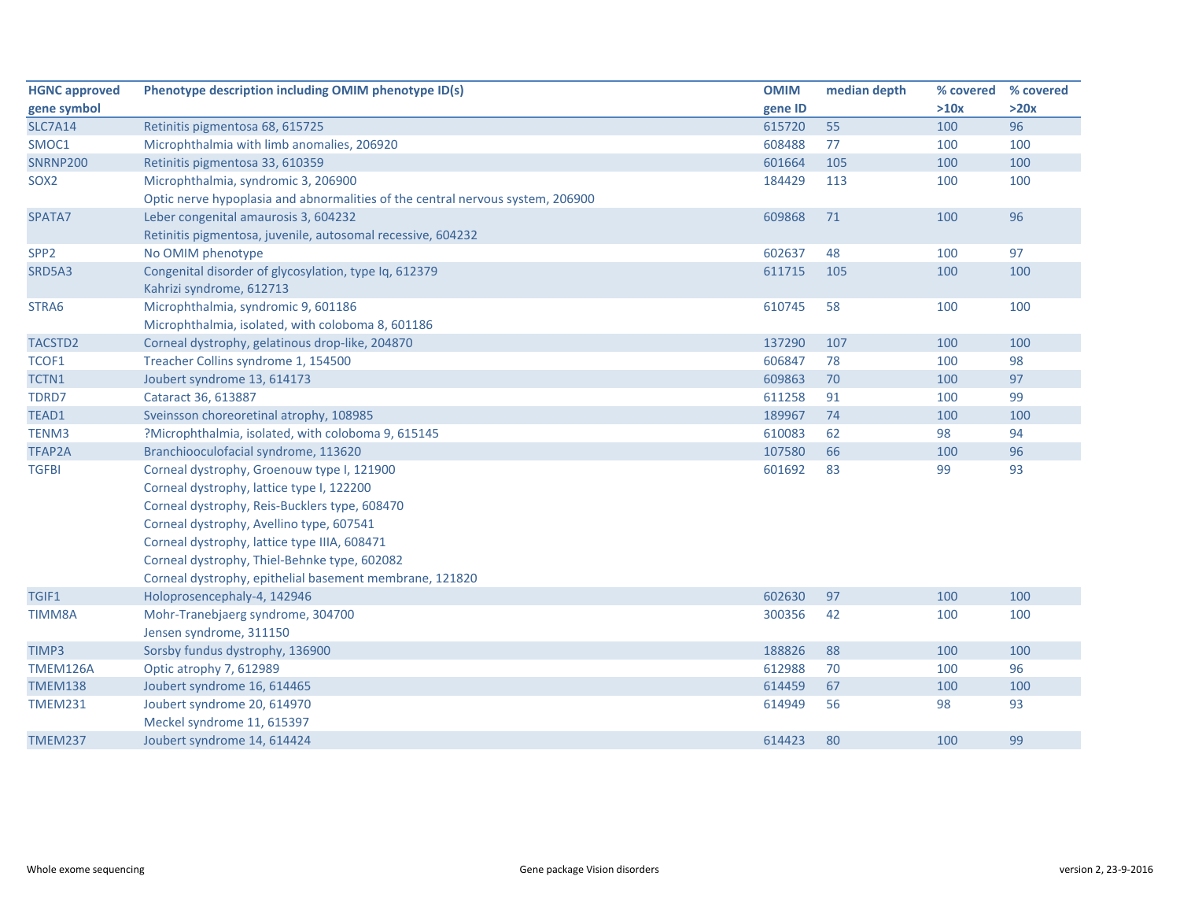| HGNC approved gene symbol | Phenotype description including OMIM phenotype ID(s) | OMIM gene ID | median depth | % covered >10x | % covered >20x |
|---|---|---|---|---|---|
| SLC7A14 | Retinitis pigmentosa 68, 615725 | 615720 | 55 | 100 | 96 |
| SMOC1 | Microphthalmia with limb anomalies, 206920 | 608488 | 77 | 100 | 100 |
| SNRNP200 | Retinitis pigmentosa 33, 610359 | 601664 | 105 | 100 | 100 |
| SOX2 | Microphthalmia, syndromic 3, 206900<br>Optic nerve hypoplasia and abnormalities of the central nervous system, 206900 | 184429 | 113 | 100 | 100 |
| SPATA7 | Leber congenital amaurosis 3, 604232<br>Retinitis pigmentosa, juvenile, autosomal recessive, 604232 | 609868 | 71 | 100 | 96 |
| SPP2 | No OMIM phenotype | 602637 | 48 | 100 | 97 |
| SRD5A3 | Congenital disorder of glycosylation, type Iq, 612379<br>Kahrizi syndrome, 612713 | 611715 | 105 | 100 | 100 |
| STRA6 | Microphthalmia, syndromic 9, 601186<br>Microphthalmia, isolated, with coloboma 8, 601186 | 610745 | 58 | 100 | 100 |
| TACSTD2 | Corneal dystrophy, gelatinous drop-like, 204870 | 137290 | 107 | 100 | 100 |
| TCOF1 | Treacher Collins syndrome 1, 154500 | 606847 | 78 | 100 | 98 |
| TCTN1 | Joubert syndrome 13, 614173 | 609863 | 70 | 100 | 97 |
| TDRD7 | Cataract 36, 613887 | 611258 | 91 | 100 | 99 |
| TEAD1 | Sveinsson choreoretinal atrophy, 108985 | 189967 | 74 | 100 | 100 |
| TENM3 | ?Microphthalmia, isolated, with coloboma 9, 615145 | 610083 | 62 | 98 | 94 |
| TFAP2A | Branchiooculofacial syndrome, 113620 | 107580 | 66 | 100 | 96 |
| TGFBI | Corneal dystrophy, Groenouw type I, 121900<br>Corneal dystrophy, lattice type I, 122200<br>Corneal dystrophy, Reis-Bucklers type, 608470<br>Corneal dystrophy, Avellino type, 607541<br>Corneal dystrophy, lattice type IIIA, 608471<br>Corneal dystrophy, Thiel-Behnke type, 602082<br>Corneal dystrophy, epithelial basement membrane, 121820 | 601692 | 83 | 99 | 93 |
| TGIF1 | Holoprosencephaly-4, 142946 | 602630 | 97 | 100 | 100 |
| TIMM8A | Mohr-Tranebjaerg syndrome, 304700<br>Jensen syndrome, 311150 | 300356 | 42 | 100 | 100 |
| TIMP3 | Sorsby fundus dystrophy, 136900 | 188826 | 88 | 100 | 100 |
| TMEM126A | Optic atrophy 7, 612989 | 612988 | 70 | 100 | 96 |
| TMEM138 | Joubert syndrome 16, 614465 | 614459 | 67 | 100 | 100 |
| TMEM231 | Joubert syndrome 20, 614970<br>Meckel syndrome 11, 615397 | 614949 | 56 | 98 | 93 |
| TMEM237 | Joubert syndrome 14, 614424 | 614423 | 80 | 100 | 99 |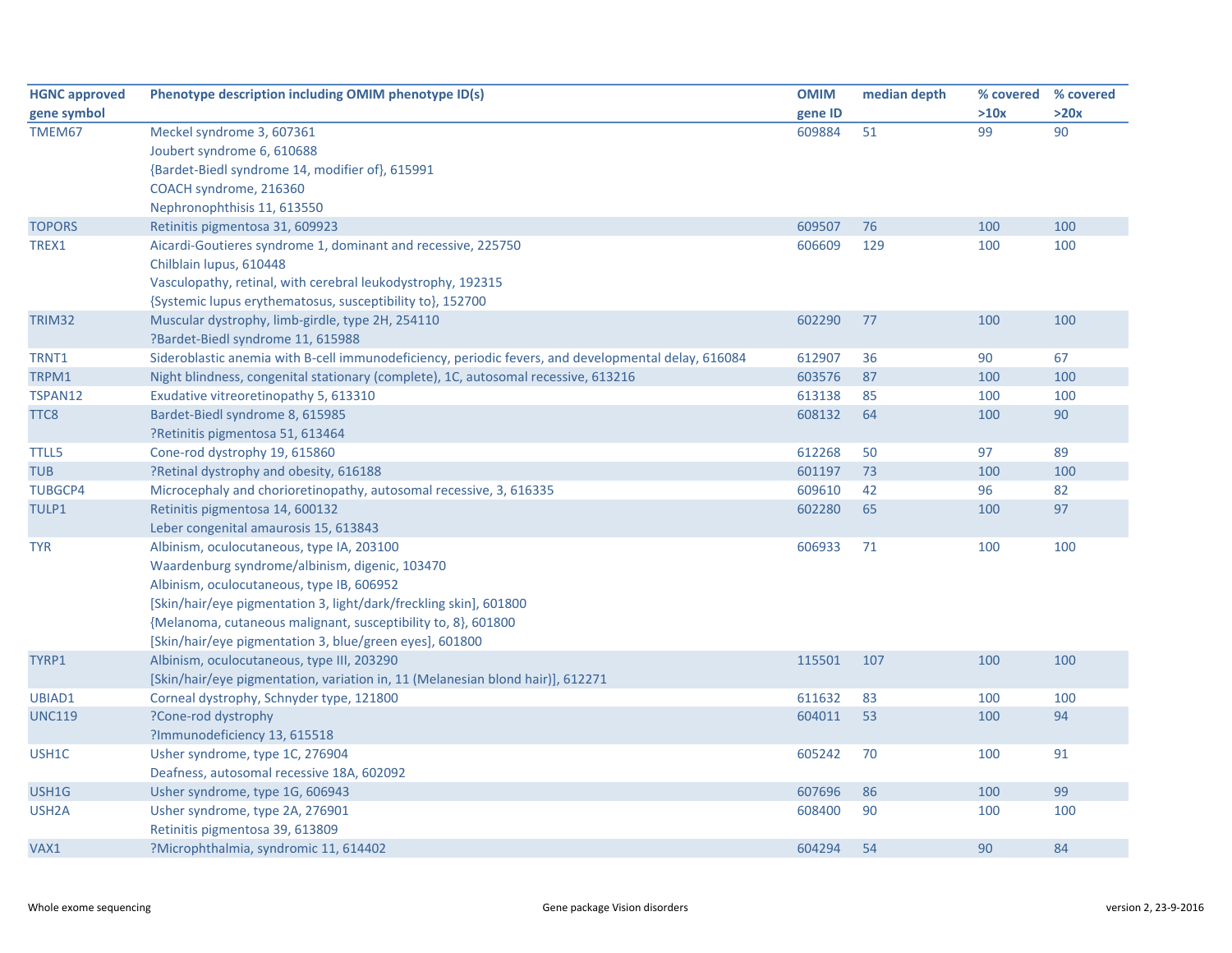| HGNC approved gene symbol | Phenotype description including OMIM phenotype ID(s) | OMIM gene ID | median depth | % covered >10x | % covered >20x |
|---|---|---|---|---|---|
| TMEM67 | Meckel syndrome 3, 607361<br>Joubert syndrome 6, 610688<br>{Bardet-Biedl syndrome 14, modifier of}, 615991<br>COACH syndrome, 216360<br>Nephronophthisis 11, 613550 | 609884 | 51 | 99 | 90 |
| TOPORS | Retinitis pigmentosa 31, 609923 | 609507 | 76 | 100 | 100 |
| TREX1 | Aicardi-Goutieres syndrome 1, dominant and recessive, 225750<br>Chilblain lupus, 610448<br>Vasculopathy, retinal, with cerebral leukodystrophy, 192315<br>{Systemic lupus erythematosus, susceptibility to}, 152700 | 606609 | 129 | 100 | 100 |
| TRIM32 | Muscular dystrophy, limb-girdle, type 2H, 254110<br>?Bardet-Biedl syndrome 11, 615988 | 602290 | 77 | 100 | 100 |
| TRNT1 | Sideroblastic anemia with B-cell immunodeficiency, periodic fevers, and developmental delay, 616084 | 612907 | 36 | 90 | 67 |
| TRPM1 | Night blindness, congenital stationary (complete), 1C, autosomal recessive, 613216 | 603576 | 87 | 100 | 100 |
| TSPAN12 | Exudative vitreoretinopathy 5, 613310 | 613138 | 85 | 100 | 100 |
| TTC8 | Bardet-Biedl syndrome 8, 615985<br>?Retinitis pigmentosa 51, 613464 | 608132 | 64 | 100 | 90 |
| TTLL5 | Cone-rod dystrophy 19, 615860 | 612268 | 50 | 97 | 89 |
| TUB | ?Retinal dystrophy and obesity, 616188 | 601197 | 73 | 100 | 100 |
| TUBGCP4 | Microcephaly and chorioretinopathy, autosomal recessive, 3, 616335 | 609610 | 42 | 96 | 82 |
| TULP1 | Retinitis pigmentosa 14, 600132<br>Leber congenital amaurosis 15, 613843 | 602280 | 65 | 100 | 97 |
| TYR | Albinism, oculocutaneous, type IA, 203100<br>Waardenburg syndrome/albinism, digenic, 103470<br>Albinism, oculocutaneous, type IB, 606952<br>[Skin/hair/eye pigmentation 3, light/dark/freckling skin], 601800<br>{Melanoma, cutaneous malignant, susceptibility to, 8}, 601800<br>[Skin/hair/eye pigmentation 3, blue/green eyes], 601800 | 606933 | 71 | 100 | 100 |
| TYRP1 | Albinism, oculocutaneous, type III, 203290<br>[Skin/hair/eye pigmentation, variation in, 11 (Melanesian blond hair)], 612271 | 115501 | 107 | 100 | 100 |
| UBIAD1 | Corneal dystrophy, Schnyder type, 121800 | 611632 | 83 | 100 | 100 |
| UNC119 | ?Cone-rod dystrophy<br>?Immunodeficiency 13, 615518 | 604011 | 53 | 100 | 94 |
| USH1C | Usher syndrome, type 1C, 276904<br>Deafness, autosomal recessive 18A, 602092 | 605242 | 70 | 100 | 91 |
| USH1G | Usher syndrome, type 1G, 606943 | 607696 | 86 | 100 | 99 |
| USH2A | Usher syndrome, type 2A, 276901<br>Retinitis pigmentosa 39, 613809 | 608400 | 90 | 100 | 100 |
| VAX1 | ?Microphthalmia, syndromic 11, 614402 | 604294 | 54 | 90 | 84 |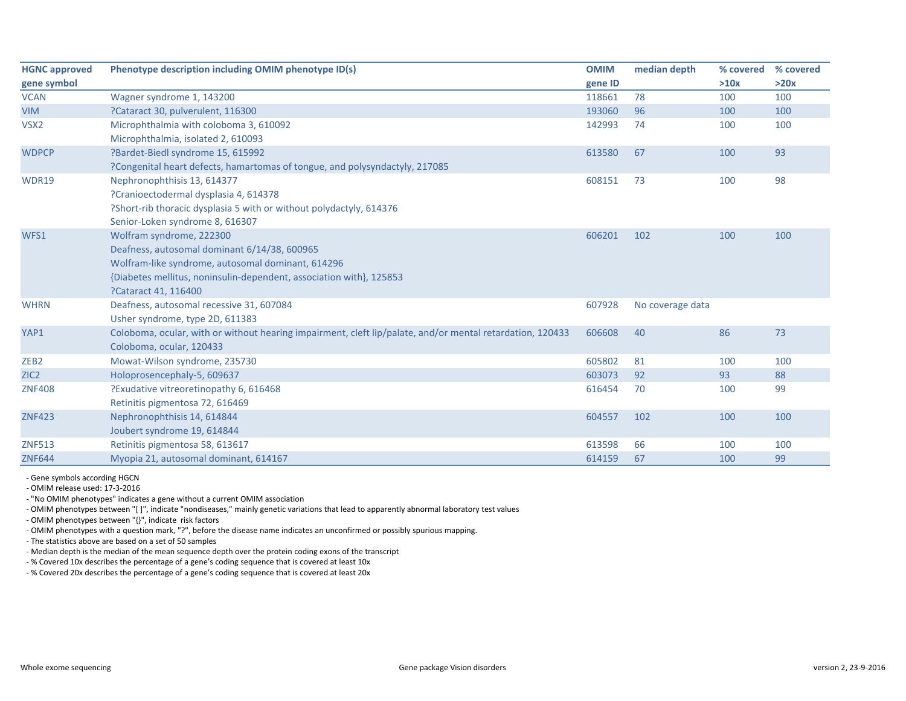| HGNC approved gene symbol | Phenotype description including OMIM phenotype ID(s) | OMIM gene ID | median depth | % covered >10x | % covered >20x |
|---|---|---|---|---|---|
| VCAN | Wagner syndrome 1, 143200 | 118661 | 78 | 100 | 100 |
| VIM | ?Cataract 30, pulverulent, 116300 | 193060 | 96 | 100 | 100 |
| VSX2 | Microphthalmia with coloboma 3, 610092<br>Microphthalmia, isolated 2, 610093 | 142993 | 74 | 100 | 100 |
| WDPCP | ?Bardet-Biedl syndrome 15, 615992<br>?Congenital heart defects, hamartomas of tongue, and polysyndactyly, 217085 | 613580 | 67 | 100 | 93 |
| WDR19 | Nephronophthisis 13, 614377<br>?Cranioectodermal dysplasia 4, 614378<br>?Short-rib thoracic dysplasia 5 with or without polydactyly, 614376<br>Senior-Loken syndrome 8, 616307 | 608151 | 73 | 100 | 98 |
| WFS1 | Wolfram syndrome, 222300<br>Deafness, autosomal dominant 6/14/38, 600965<br>Wolfram-like syndrome, autosomal dominant, 614296<br>{Diabetes mellitus, noninsulin-dependent, association with}, 125853<br>?Cataract 41, 116400 | 606201 | 102 | 100 | 100 |
| WHRN | Deafness, autosomal recessive 31, 607084<br>Usher syndrome, type 2D, 611383 | 607928 | No coverage data | | |
| YAP1 | Coloboma, ocular, with or without hearing impairment, cleft lip/palate, and/or mental retardation, 120433<br>Coloboma, ocular, 120433 | 606608 | 40 | 86 | 73 |
| ZEB2 | Mowat-Wilson syndrome, 235730 | 605802 | 81 | 100 | 100 |
| ZIC2 | Holoprosencephaly-5, 609637 | 603073 | 92 | 93 | 88 |
| ZNF408 | ?Exudative vitreoretinopathy 6, 616468<br>Retinitis pigmentosa 72, 616469 | 616454 | 70 | 100 | 99 |
| ZNF423 | Nephronophthisis 14, 614844<br>Joubert syndrome 19, 614844 | 604557 | 102 | 100 | 100 |
| ZNF513 | Retinitis pigmentosa 58, 613617 | 613598 | 66 | 100 | 100 |
| ZNF644 | Myopia 21, autosomal dominant, 614167 | 614159 | 67 | 100 | 99 |

- Gene symbols according HGCN
- OMIM release used: 17-3-2016
- "No OMIM phenotypes" indicates a gene without a current OMIM association
- OMIM phenotypes between "[ ]", indicate "nondiseases," mainly genetic variations that lead to apparently abnormal laboratory test values
- OMIM phenotypes between "{}", indicate risk factors
- OMIM phenotypes with a question mark, "?", before the disease name indicates an unconfirmed or possibly spurious mapping.
- The statistics above are based on a set of 50 samples
- Median depth is the median of the mean sequence depth over the protein coding exons of the transcript
- % Covered 10x describes the percentage of a gene's coding sequence that is covered at least 10x
- % Covered 20x describes the percentage of a gene's coding sequence that is covered at least 20x